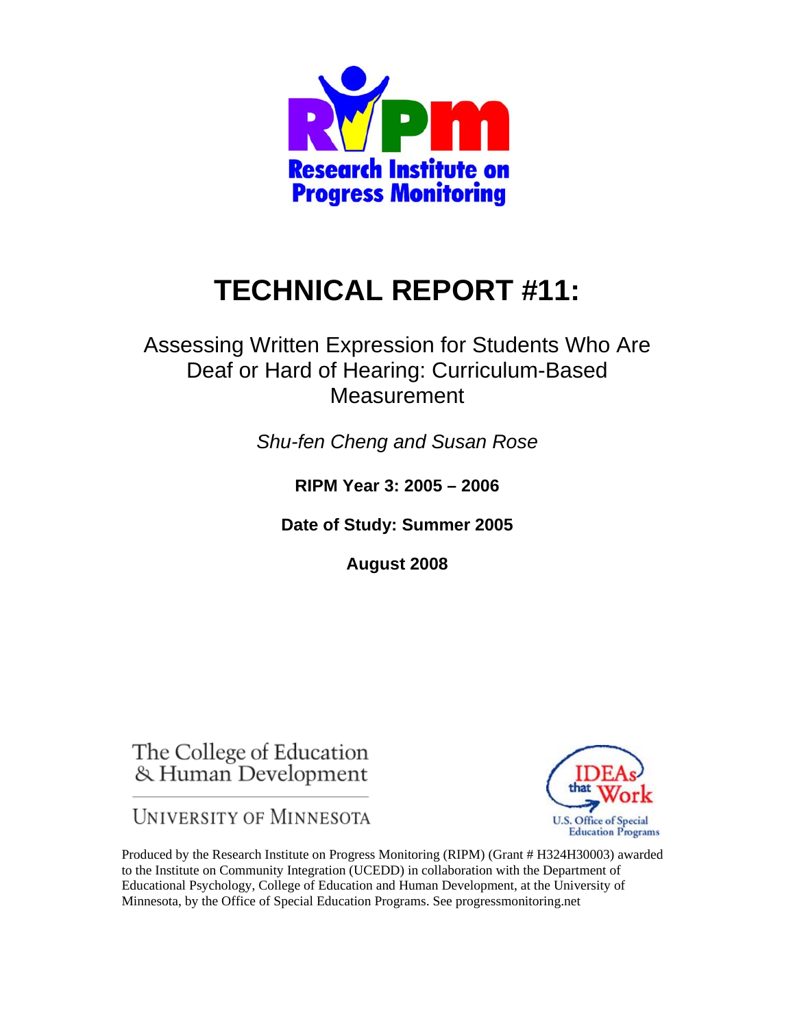RIPM

Research Institute on Progress Monitoring

# TECHNICAL REPORT #11:

## Assessing Written Expression for Students Who Are Deaf or Hard of Hearing: Curriculum-Based Measurement

*Shu-fen Cheng and Susan Rose*

**RIPM Year 3: 2005 – 2006**

**Date of Study: Summer 2005**

**August 2008**

The College of Education & Human Development

UNIVERSITY OF MINNESOTA

IDEAs that Work

U.S. Office of Special Education Programs

Produced by the Research Institute on Progress Monitoring (RIPM) (Grant # H324H30003) awarded to the Institute on Community Integration (UCEDD) in collaboration with the Department of Educational Psychology, College of Education and Human Development, at the University of Minnesota, by the Office of Special Education Programs. See progressmonitoring.net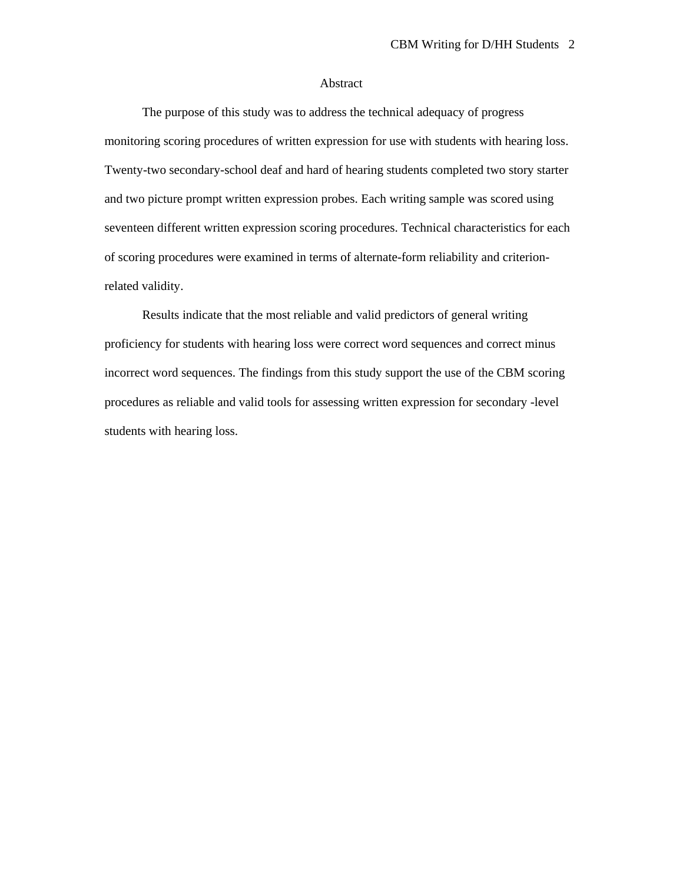# Abstract

The purpose of this study was to address the technical adequacy of progress monitoring scoring procedures of written expression for use with students with hearing loss. Twenty-two secondary-school deaf and hard of hearing students completed two story starter and two picture prompt written expression probes. Each writing sample was scored using seventeen different written expression scoring procedures. Technical characteristics for each of scoring procedures were examined in terms of alternate-form reliability and criterion-related validity.

Results indicate that the most reliable and valid predictors of general writing proficiency for students with hearing loss were correct word sequences and correct minus incorrect word sequences. The findings from this study support the use of the CBM scoring procedures as reliable and valid tools for assessing written expression for secondary -level students with hearing loss.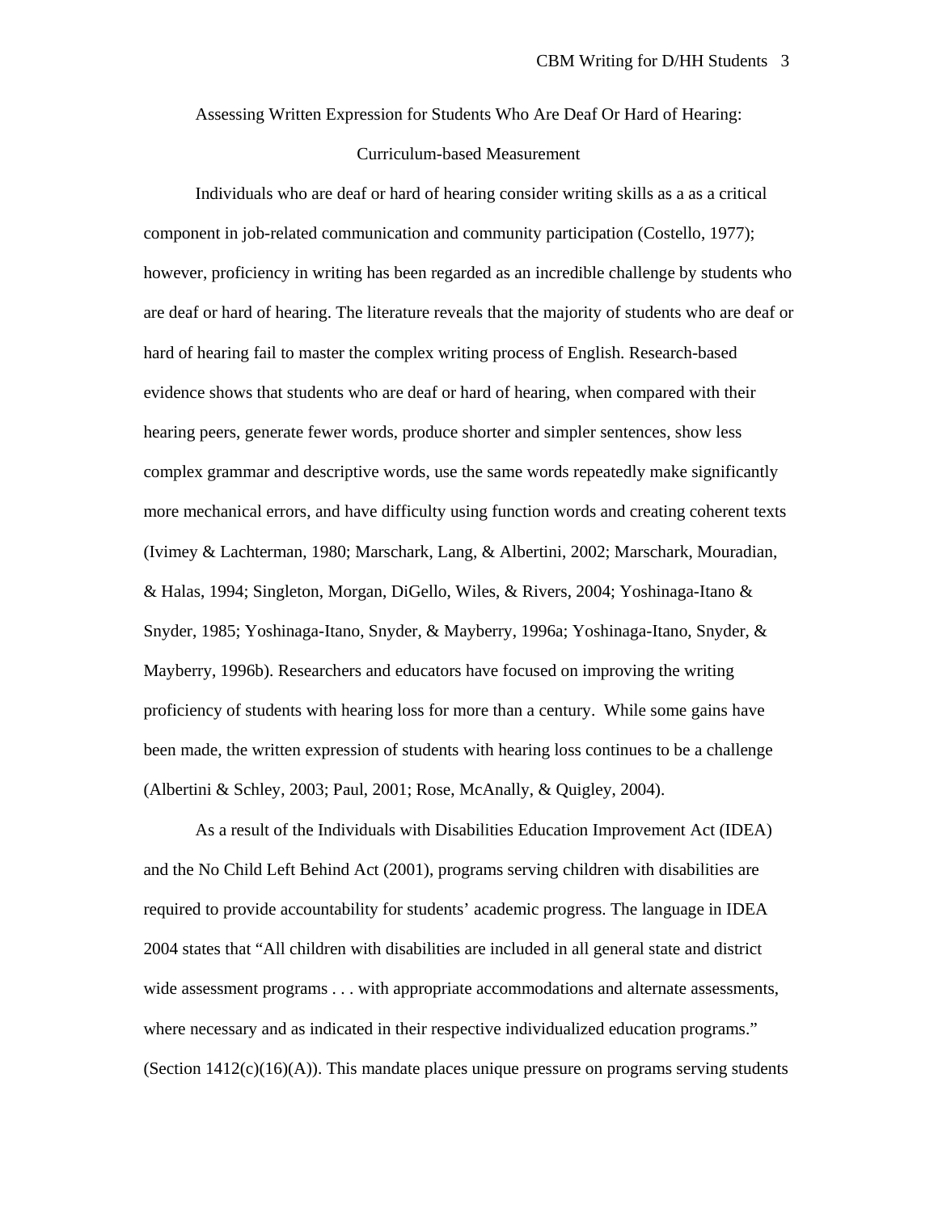# Assessing Written Expression for Students Who Are Deaf Or Hard of Hearing: Curriculum-based Measurement

Individuals who are deaf or hard of hearing consider writing skills as a as a critical component in job-related communication and community participation (Costello, 1977); however, proficiency in writing has been regarded as an incredible challenge by students who are deaf or hard of hearing. The literature reveals that the majority of students who are deaf or hard of hearing fail to master the complex writing process of English. Research-based evidence shows that students who are deaf or hard of hearing, when compared with their hearing peers, generate fewer words, produce shorter and simpler sentences, show less complex grammar and descriptive words, use the same words repeatedly make significantly more mechanical errors, and have difficulty using function words and creating coherent texts (Ivimey & Lachterman, 1980; Marschark, Lang, & Albertini, 2002; Marschark, Mouradian, & Halas, 1994; Singleton, Morgan, DiGello, Wiles, & Rivers, 2004; Yoshinaga-Itano & Snyder, 1985; Yoshinaga-Itano, Snyder, & Mayberry, 1996a; Yoshinaga-Itano, Snyder, & Mayberry, 1996b). Researchers and educators have focused on improving the writing proficiency of students with hearing loss for more than a century. While some gains have been made, the written expression of students with hearing loss continues to be a challenge (Albertini & Schley, 2003; Paul, 2001; Rose, McAnally, & Quigley, 2004).

As a result of the Individuals with Disabilities Education Improvement Act (IDEA) and the No Child Left Behind Act (2001), programs serving children with disabilities are required to provide accountability for students' academic progress. The language in IDEA 2004 states that "All children with disabilities are included in all general state and district wide assessment programs . . . with appropriate accommodations and alternate assessments, where necessary and as indicated in their respective individualized education programs." (Section 1412(c)(16)(A)). This mandate places unique pressure on programs serving students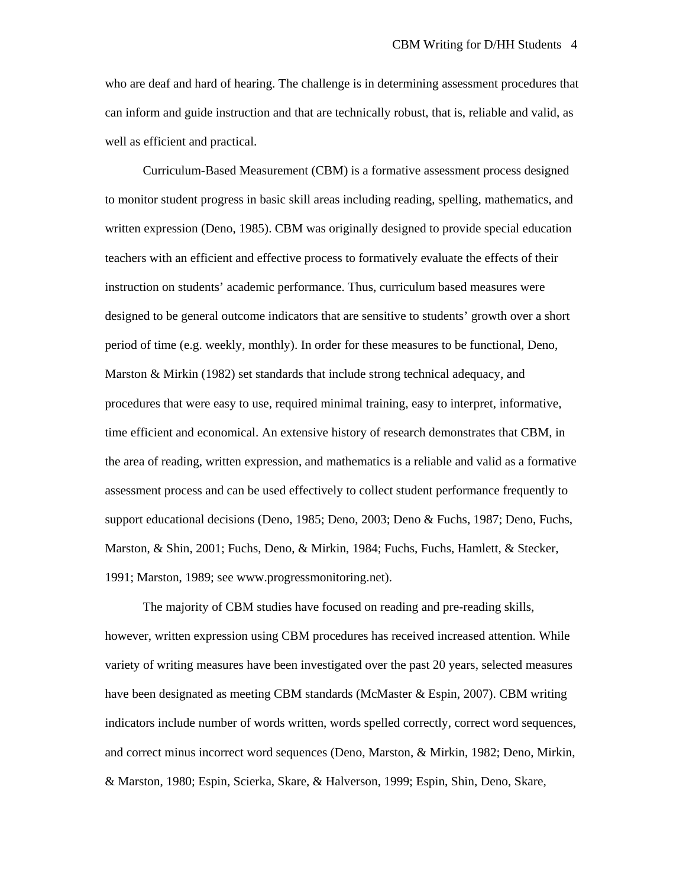who are deaf and hard of hearing. The challenge is in determining assessment procedures that can inform and guide instruction and that are technically robust, that is, reliable and valid, as well as efficient and practical.

Curriculum-Based Measurement (CBM) is a formative assessment process designed to monitor student progress in basic skill areas including reading, spelling, mathematics, and written expression (Deno, 1985). CBM was originally designed to provide special education teachers with an efficient and effective process to formatively evaluate the effects of their instruction on students' academic performance. Thus, curriculum based measures were designed to be general outcome indicators that are sensitive to students' growth over a short period of time (e.g. weekly, monthly). In order for these measures to be functional, Deno, Marston & Mirkin (1982) set standards that include strong technical adequacy, and procedures that were easy to use, required minimal training, easy to interpret, informative, time efficient and economical. An extensive history of research demonstrates that CBM, in the area of reading, written expression, and mathematics is a reliable and valid as a formative assessment process and can be used effectively to collect student performance frequently to support educational decisions (Deno, 1985; Deno, 2003; Deno & Fuchs, 1987; Deno, Fuchs, Marston, & Shin, 2001; Fuchs, Deno, & Mirkin, 1984; Fuchs, Fuchs, Hamlett, & Stecker, 1991; Marston, 1989; see www.progressmonitoring.net).

The majority of CBM studies have focused on reading and pre-reading skills, however, written expression using CBM procedures has received increased attention. While variety of writing measures have been investigated over the past 20 years, selected measures have been designated as meeting CBM standards (McMaster & Espin, 2007). CBM writing indicators include number of words written, words spelled correctly, correct word sequences, and correct minus incorrect word sequences (Deno, Marston, & Mirkin, 1982; Deno, Mirkin, & Marston, 1980; Espin, Scierka, Skare, & Halverson, 1999; Espin, Shin, Deno, Skare,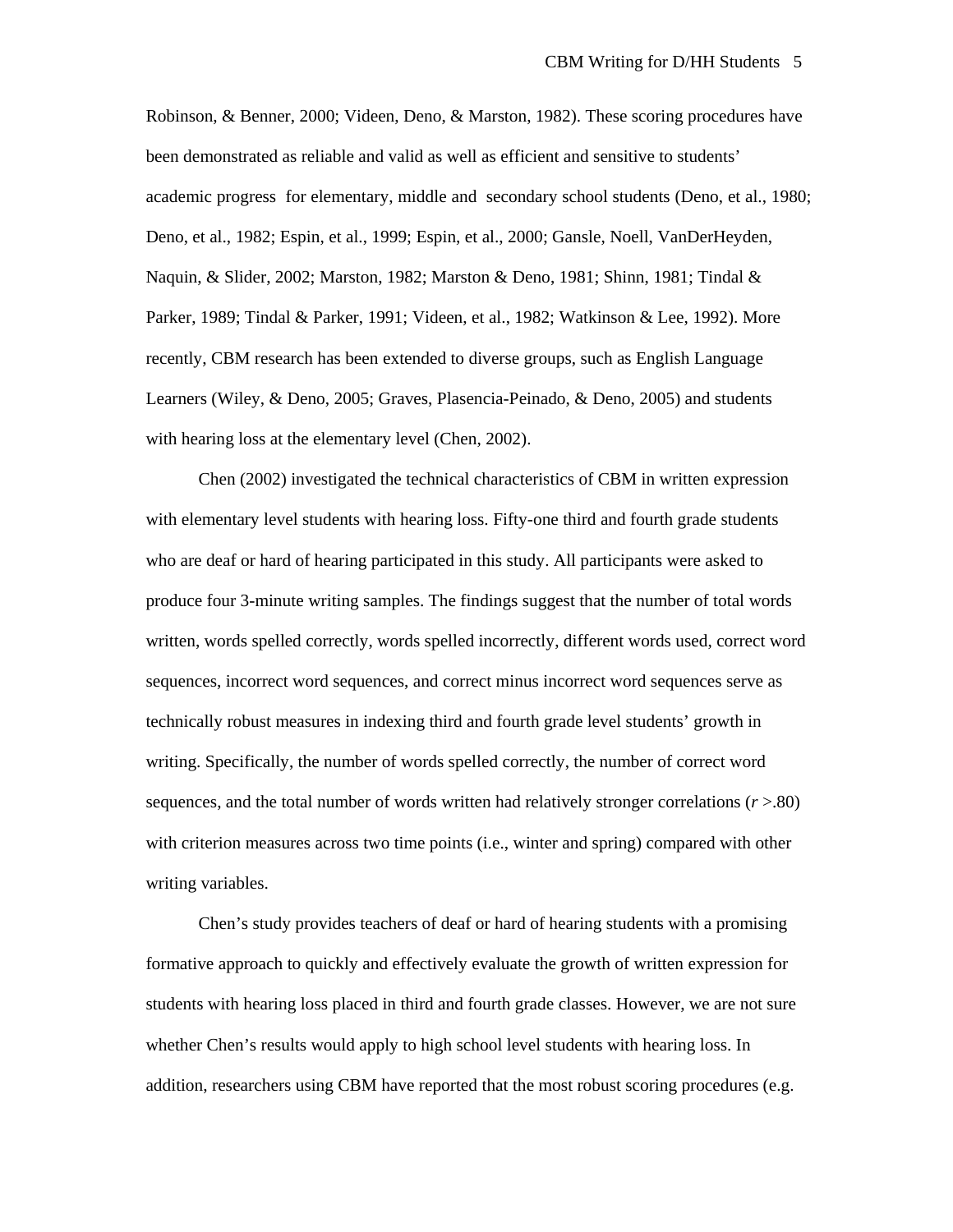Robinson, & Benner, 2000; Videen, Deno, & Marston, 1982). These scoring procedures have been demonstrated as reliable and valid as well as efficient and sensitive to students' academic progress for elementary, middle and secondary school students (Deno, et al., 1980; Deno, et al., 1982; Espin, et al., 1999; Espin, et al., 2000; Gansle, Noell, VanDerHeyden, Naquin, & Slider, 2002; Marston, 1982; Marston & Deno, 1981; Shinn, 1981; Tindal & Parker, 1989; Tindal & Parker, 1991; Videen, et al., 1982; Watkinson & Lee, 1992). More recently, CBM research has been extended to diverse groups, such as English Language Learners (Wiley, & Deno, 2005; Graves, Plasencia-Peinado, & Deno, 2005) and students with hearing loss at the elementary level (Chen, 2002).

Chen (2002) investigated the technical characteristics of CBM in written expression with elementary level students with hearing loss. Fifty-one third and fourth grade students who are deaf or hard of hearing participated in this study. All participants were asked to produce four 3-minute writing samples. The findings suggest that the number of total words written, words spelled correctly, words spelled incorrectly, different words used, correct word sequences, incorrect word sequences, and correct minus incorrect word sequences serve as technically robust measures in indexing third and fourth grade level students' growth in writing. Specifically, the number of words spelled correctly, the number of correct word sequences, and the total number of words written had relatively stronger correlations ($r$ >.80) with criterion measures across two time points (i.e., winter and spring) compared with other writing variables.

Chen's study provides teachers of deaf or hard of hearing students with a promising formative approach to quickly and effectively evaluate the growth of written expression for students with hearing loss placed in third and fourth grade classes. However, we are not sure whether Chen's results would apply to high school level students with hearing loss. In addition, researchers using CBM have reported that the most robust scoring procedures (e.g.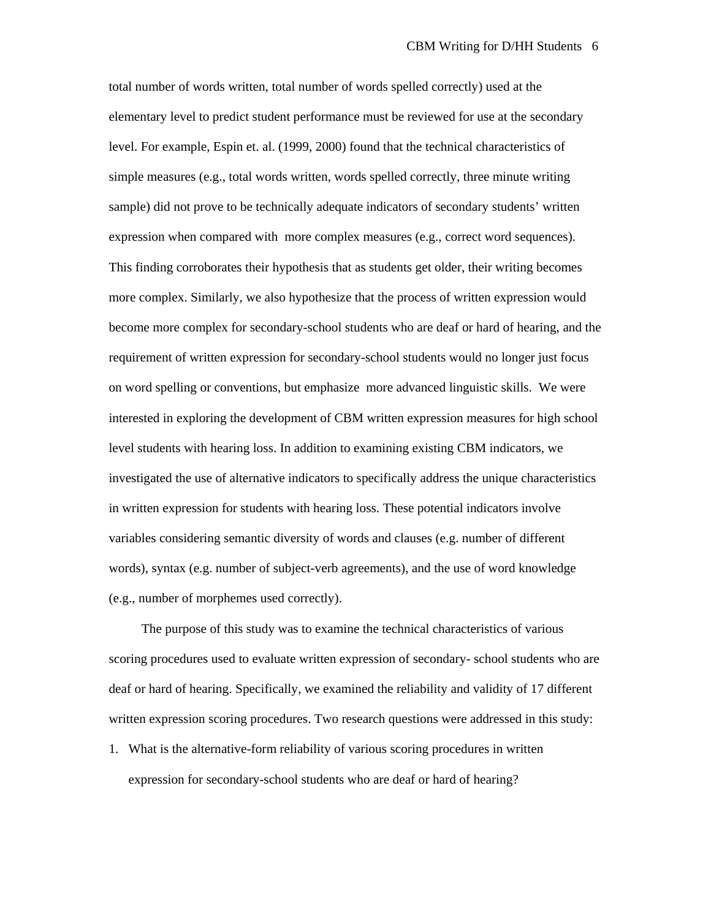total number of words written, total number of words spelled correctly) used at the elementary level to predict student performance must be reviewed for use at the secondary level. For example, Espin et. al. (1999, 2000) found that the technical characteristics of simple measures (e.g., total words written, words spelled correctly, three minute writing sample) did not prove to be technically adequate indicators of secondary students' written expression when compared with more complex measures (e.g., correct word sequences). This finding corroborates their hypothesis that as students get older, their writing becomes more complex. Similarly, we also hypothesize that the process of written expression would become more complex for secondary-school students who are deaf or hard of hearing, and the requirement of written expression for secondary-school students would no longer just focus on word spelling or conventions, but emphasize more advanced linguistic skills. We were interested in exploring the development of CBM written expression measures for high school level students with hearing loss. In addition to examining existing CBM indicators, we investigated the use of alternative indicators to specifically address the unique characteristics in written expression for students with hearing loss. These potential indicators involve variables considering semantic diversity of words and clauses (e.g. number of different words), syntax (e.g. number of subject-verb agreements), and the use of word knowledge (e.g., number of morphemes used correctly).

The purpose of this study was to examine the technical characteristics of various scoring procedures used to evaluate written expression of secondary- school students who are deaf or hard of hearing. Specifically, we examined the reliability and validity of 17 different written expression scoring procedures. Two research questions were addressed in this study:

1. What is the alternative-form reliability of various scoring procedures in written expression for secondary-school students who are deaf or hard of hearing?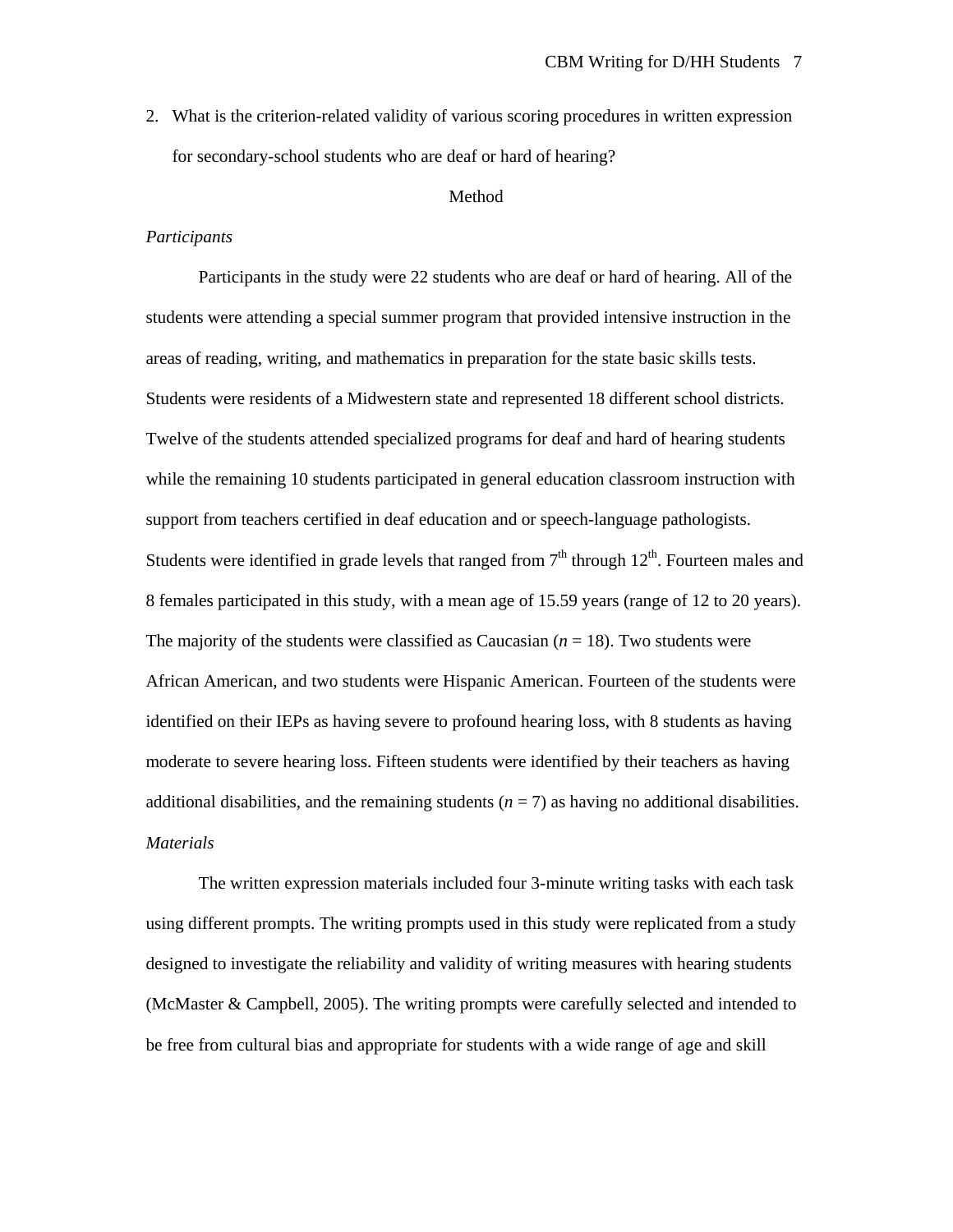2. What is the criterion-related validity of various scoring procedures in written expression for secondary-school students who are deaf or hard of hearing?

## Method

### *Participants*

Participants in the study were 22 students who are deaf or hard of hearing. All of the students were attending a special summer program that provided intensive instruction in the areas of reading, writing, and mathematics in preparation for the state basic skills tests. Students were residents of a Midwestern state and represented 18 different school districts. Twelve of the students attended specialized programs for deaf and hard of hearing students while the remaining 10 students participated in general education classroom instruction with support from teachers certified in deaf education and or speech-language pathologists. Students were identified in grade levels that ranged from 7th through 12th. Fourteen males and 8 females participated in this study, with a mean age of 15.59 years (range of 12 to 20 years). The majority of the students were classified as Caucasian (*n* = 18). Two students were African American, and two students were Hispanic American. Fourteen of the students were identified on their IEPs as having severe to profound hearing loss, with 8 students as having moderate to severe hearing loss. Fifteen students were identified by their teachers as having additional disabilities, and the remaining students (*n* = 7) as having no additional disabilities.

### *Materials*

The written expression materials included four 3-minute writing tasks with each task using different prompts. The writing prompts used in this study were replicated from a study designed to investigate the reliability and validity of writing measures with hearing students (McMaster & Campbell, 2005). The writing prompts were carefully selected and intended to be free from cultural bias and appropriate for students with a wide range of age and skill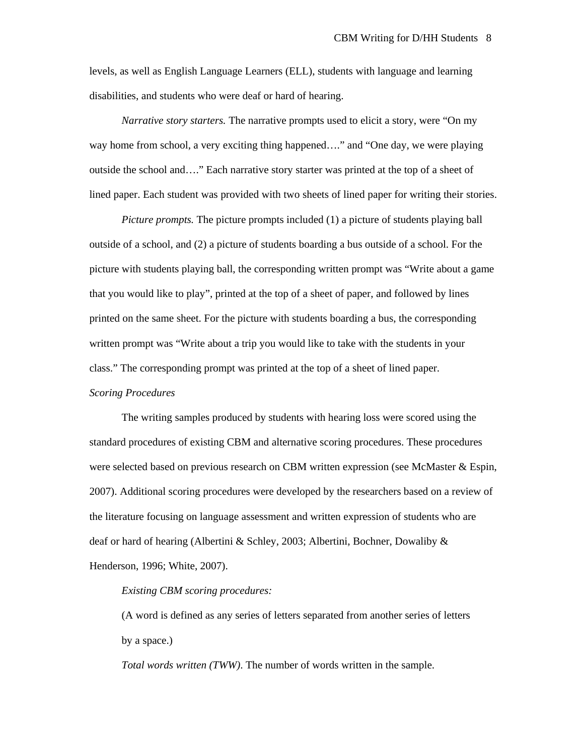levels, as well as English Language Learners (ELL), students with language and learning disabilities, and students who were deaf or hard of hearing.

*Narrative story starters.* The narrative prompts used to elicit a story, were "On my way home from school, a very exciting thing happened…." and "One day, we were playing outside the school and…." Each narrative story starter was printed at the top of a sheet of lined paper. Each student was provided with two sheets of lined paper for writing their stories.

*Picture prompts.* The picture prompts included (1) a picture of students playing ball outside of a school, and (2) a picture of students boarding a bus outside of a school. For the picture with students playing ball, the corresponding written prompt was "Write about a game that you would like to play", printed at the top of a sheet of paper, and followed by lines printed on the same sheet. For the picture with students boarding a bus, the corresponding written prompt was "Write about a trip you would like to take with the students in your class." The corresponding prompt was printed at the top of a sheet of lined paper.

*Scoring Procedures*

The writing samples produced by students with hearing loss were scored using the standard procedures of existing CBM and alternative scoring procedures. These procedures were selected based on previous research on CBM written expression (see McMaster & Espin, 2007). Additional scoring procedures were developed by the researchers based on a review of the literature focusing on language assessment and written expression of students who are deaf or hard of hearing (Albertini & Schley, 2003; Albertini, Bochner, Dowaliby & Henderson, 1996; White, 2007).

*Existing CBM scoring procedures:*

(A word is defined as any series of letters separated from another series of letters by a space.)

*Total words written (TWW).* The number of words written in the sample.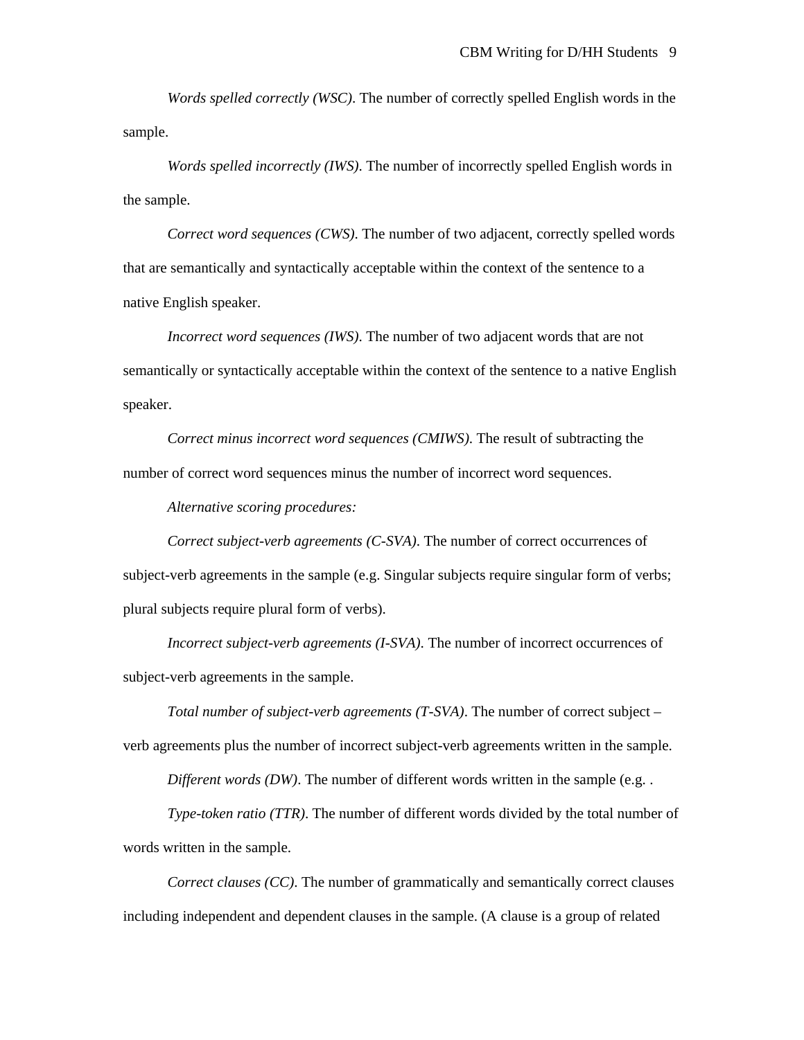*Words spelled correctly (WSC)*. The number of correctly spelled English words in the sample.

*Words spelled incorrectly (IWS)*. The number of incorrectly spelled English words in the sample.

*Correct word sequences (CWS)*. The number of two adjacent, correctly spelled words that are semantically and syntactically acceptable within the context of the sentence to a native English speaker.

*Incorrect word sequences (IWS)*. The number of two adjacent words that are not semantically or syntactically acceptable within the context of the sentence to a native English speaker.

*Correct minus incorrect word sequences (CMIWS)*. The result of subtracting the number of correct word sequences minus the number of incorrect word sequences.

*Alternative scoring procedures:*

*Correct subject-verb agreements (C-SVA)*. The number of correct occurrences of subject-verb agreements in the sample (e.g. Singular subjects require singular form of verbs; plural subjects require plural form of verbs).

*Incorrect subject-verb agreements (I-SVA)*. The number of incorrect occurrences of subject-verb agreements in the sample.

*Total number of subject-verb agreements (T-SVA)*. The number of correct subject – verb agreements plus the number of incorrect subject-verb agreements written in the sample.

*Different words (DW)*. The number of different words written in the sample (e.g. .

*Type-token ratio (TTR)*. The number of different words divided by the total number of words written in the sample.

*Correct clauses (CC)*. The number of grammatically and semantically correct clauses including independent and dependent clauses in the sample. (A clause is a group of related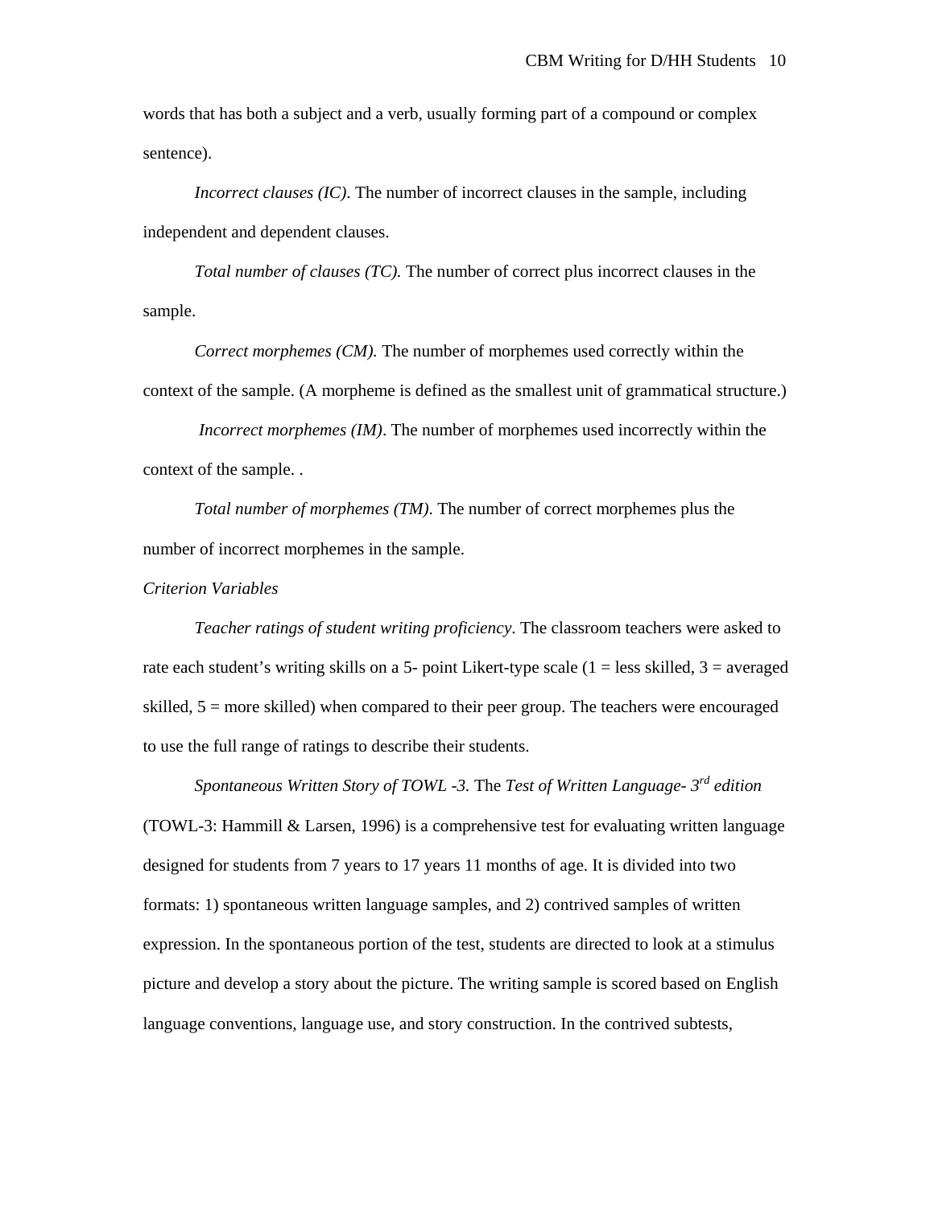words that has both a subject and a verb, usually forming part of a compound or complex sentence).

*Incorrect clauses (IC)*. The number of incorrect clauses in the sample, including independent and dependent clauses.

*Total number of clauses (TC).* The number of correct plus incorrect clauses in the sample.

*Correct morphemes (CM).* The number of morphemes used correctly within the context of the sample. (A morpheme is defined as the smallest unit of grammatical structure.)

*Incorrect morphemes (IM)*. The number of morphemes used incorrectly within the context of the sample. .

*Total number of morphemes (TM)*. The number of correct morphemes plus the number of incorrect morphemes in the sample.

*Criterion Variables*

*Teacher ratings of student writing proficiency*. The classroom teachers were asked to rate each student's writing skills on a 5- point Likert-type scale (1 = less skilled, 3 = averaged skilled, 5 = more skilled) when compared to their peer group. The teachers were encouraged to use the full range of ratings to describe their students.

*Spontaneous Written Story of TOWL -3.* The *Test of Written Language- 3rd edition* (TOWL-3: Hammill & Larsen, 1996) is a comprehensive test for evaluating written language designed for students from 7 years to 17 years 11 months of age. It is divided into two formats: 1) spontaneous written language samples, and 2) contrived samples of written expression. In the spontaneous portion of the test, students are directed to look at a stimulus picture and develop a story about the picture. The writing sample is scored based on English language conventions, language use, and story construction. In the contrived subtests,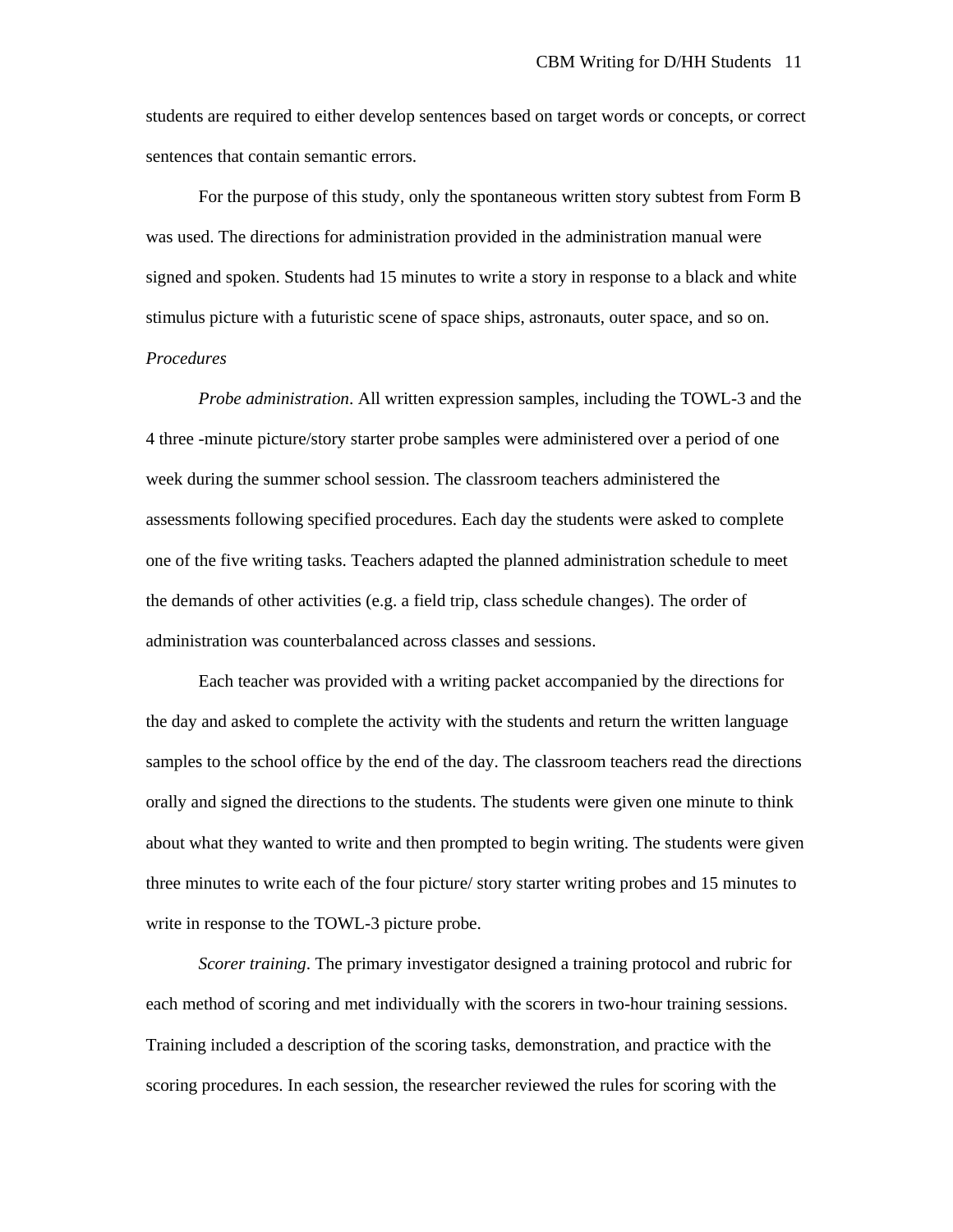students are required to either develop sentences based on target words or concepts, or correct sentences that contain semantic errors.

For the purpose of this study, only the spontaneous written story subtest from Form B was used. The directions for administration provided in the administration manual were signed and spoken. Students had 15 minutes to write a story in response to a black and white stimulus picture with a futuristic scene of space ships, astronauts, outer space, and so on.

*Procedures*

*Probe administration*. All written expression samples, including the TOWL-3 and the 4 three -minute picture/story starter probe samples were administered over a period of one week during the summer school session. The classroom teachers administered the assessments following specified procedures. Each day the students were asked to complete one of the five writing tasks. Teachers adapted the planned administration schedule to meet the demands of other activities (e.g. a field trip, class schedule changes). The order of administration was counterbalanced across classes and sessions.

Each teacher was provided with a writing packet accompanied by the directions for the day and asked to complete the activity with the students and return the written language samples to the school office by the end of the day. The classroom teachers read the directions orally and signed the directions to the students. The students were given one minute to think about what they wanted to write and then prompted to begin writing. The students were given three minutes to write each of the four picture/ story starter writing probes and 15 minutes to write in response to the TOWL-3 picture probe.

*Scorer training*. The primary investigator designed a training protocol and rubric for each method of scoring and met individually with the scorers in two-hour training sessions. Training included a description of the scoring tasks, demonstration, and practice with the scoring procedures. In each session, the researcher reviewed the rules for scoring with the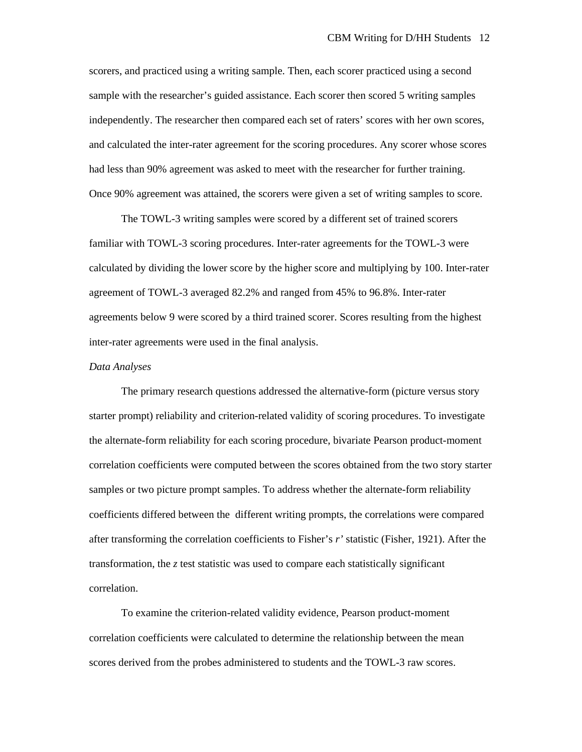scorers, and practiced using a writing sample. Then, each scorer practiced using a second sample with the researcher's guided assistance. Each scorer then scored 5 writing samples independently. The researcher then compared each set of raters' scores with her own scores, and calculated the inter-rater agreement for the scoring procedures. Any scorer whose scores had less than 90% agreement was asked to meet with the researcher for further training. Once 90% agreement was attained, the scorers were given a set of writing samples to score.

The TOWL-3 writing samples were scored by a different set of trained scorers familiar with TOWL-3 scoring procedures. Inter-rater agreements for the TOWL-3 were calculated by dividing the lower score by the higher score and multiplying by 100. Inter-rater agreement of TOWL-3 averaged 82.2% and ranged from 45% to 96.8%. Inter-rater agreements below 9 were scored by a third trained scorer. Scores resulting from the highest inter-rater agreements were used in the final analysis.

*Data Analyses*

The primary research questions addressed the alternative-form (picture versus story starter prompt) reliability and criterion-related validity of scoring procedures. To investigate the alternate-form reliability for each scoring procedure, bivariate Pearson product-moment correlation coefficients were computed between the scores obtained from the two story starter samples or two picture prompt samples. To address whether the alternate-form reliability coefficients differed between the different writing prompts, the correlations were compared after transforming the correlation coefficients to Fisher's $r'$ statistic (Fisher, 1921). After the transformation, the $z$ test statistic was used to compare each statistically significant correlation.

To examine the criterion-related validity evidence, Pearson product-moment correlation coefficients were calculated to determine the relationship between the mean scores derived from the probes administered to students and the TOWL-3 raw scores.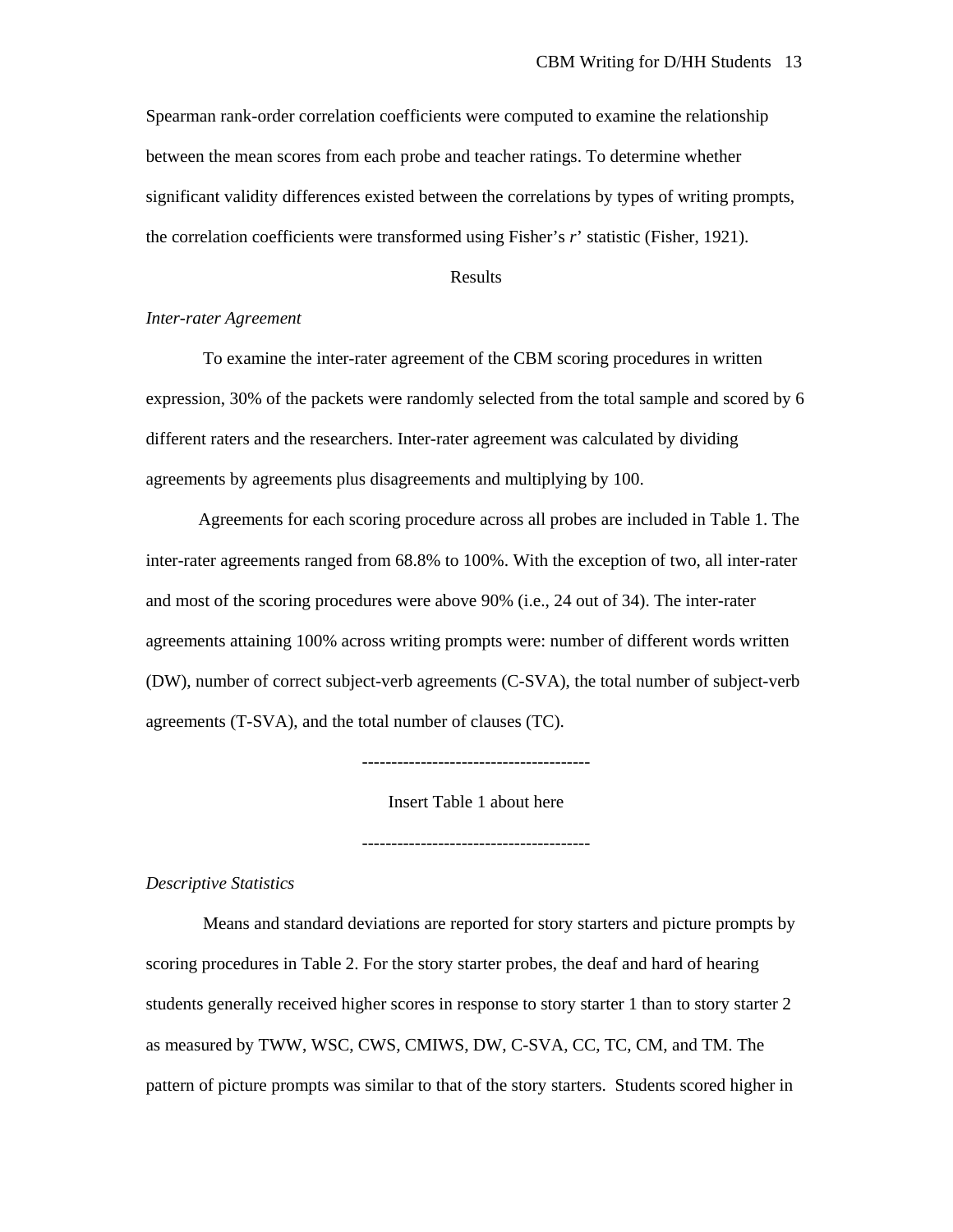Spearman rank-order correlation coefficients were computed to examine the relationship between the mean scores from each probe and teacher ratings. To determine whether significant validity differences existed between the correlations by types of writing prompts, the correlation coefficients were transformed using Fisher's *r*' statistic (Fisher, 1921).

## Results

### *Inter-rater Agreement*

To examine the inter-rater agreement of the CBM scoring procedures in written expression, 30% of the packets were randomly selected from the total sample and scored by 6 different raters and the researchers. Inter-rater agreement was calculated by dividing agreements by agreements plus disagreements and multiplying by 100.

Agreements for each scoring procedure across all probes are included in Table 1. The inter-rater agreements ranged from 68.8% to 100%. With the exception of two, all inter-rater and most of the scoring procedures were above 90% (i.e., 24 out of 34). The inter-rater agreements attaining 100% across writing prompts were: number of different words written (DW), number of correct subject-verb agreements (C-SVA), the total number of subject-verb agreements (T-SVA), and the total number of clauses (TC).

--------------------------------------

Insert Table 1 about here

--------------------------------------

### *Descriptive Statistics*

Means and standard deviations are reported for story starters and picture prompts by scoring procedures in Table 2. For the story starter probes, the deaf and hard of hearing students generally received higher scores in response to story starter 1 than to story starter 2 as measured by TWW, WSC, CWS, CMIWS, DW, C-SVA, CC, TC, CM, and TM. The pattern of picture prompts was similar to that of the story starters. Students scored higher in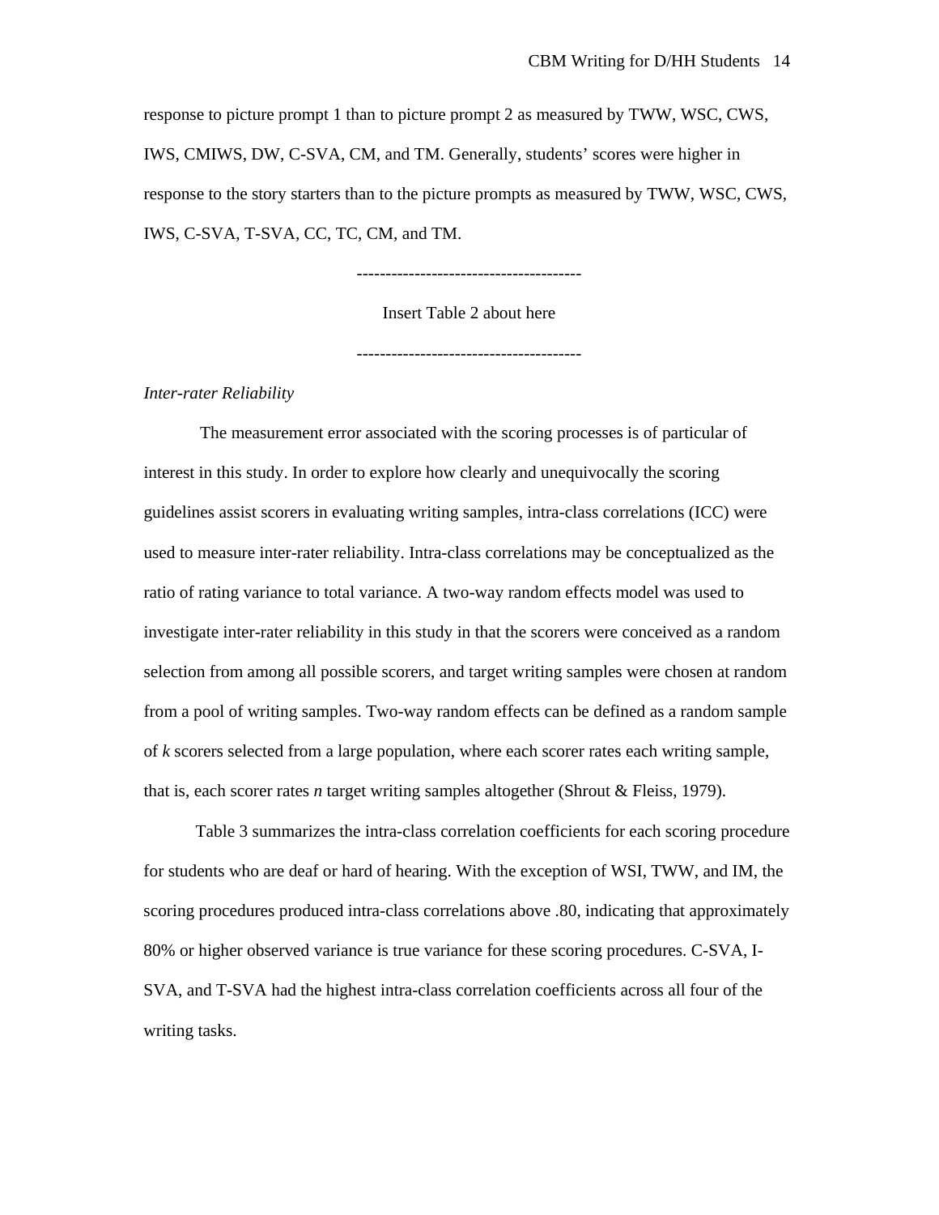response to picture prompt 1 than to picture prompt 2 as measured by TWW, WSC, CWS, IWS, CMIWS, DW, C-SVA, CM, and TM. Generally, students' scores were higher in response to the story starters than to the picture prompts as measured by TWW, WSC, CWS, IWS, C-SVA, T-SVA, CC, TC, CM, and TM.

---------------------------------------

Insert Table 2 about here

---------------------------------------

*Inter-rater Reliability*

The measurement error associated with the scoring processes is of particular of interest in this study. In order to explore how clearly and unequivocally the scoring guidelines assist scorers in evaluating writing samples, intra-class correlations (ICC) were used to measure inter-rater reliability. Intra-class correlations may be conceptualized as the ratio of rating variance to total variance. A two-way random effects model was used to investigate inter-rater reliability in this study in that the scorers were conceived as a random selection from among all possible scorers, and target writing samples were chosen at random from a pool of writing samples. Two-way random effects can be defined as a random sample of *k* scorers selected from a large population, where each scorer rates each writing sample, that is, each scorer rates *n* target writing samples altogether (Shrout & Fleiss, 1979).

Table 3 summarizes the intra-class correlation coefficients for each scoring procedure for students who are deaf or hard of hearing. With the exception of WSI, TWW, and IM, the scoring procedures produced intra-class correlations above .80, indicating that approximately 80% or higher observed variance is true variance for these scoring procedures. C-SVA, I-SVA, and T-SVA had the highest intra-class correlation coefficients across all four of the writing tasks.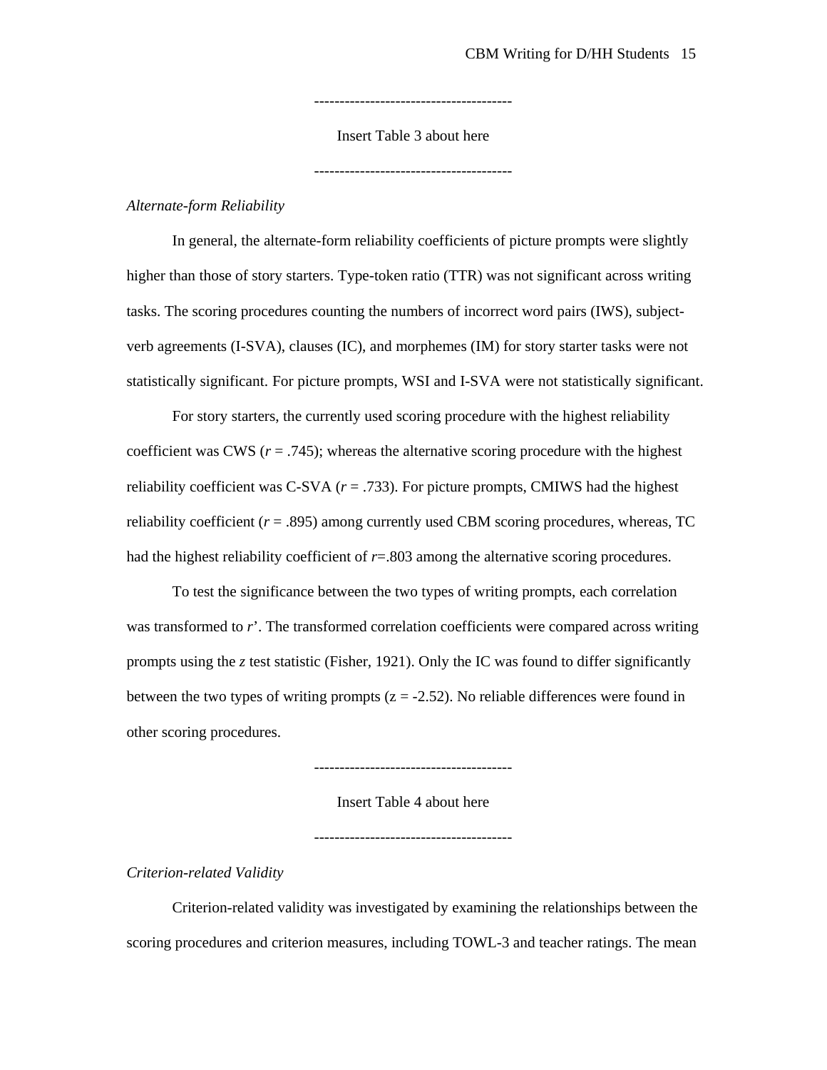---------------------------------------

Insert Table 3 about here

---------------------------------------

*Alternate-form Reliability*

In general, the alternate-form reliability coefficients of picture prompts were slightly higher than those of story starters. Type-token ratio (TTR) was not significant across writing tasks. The scoring procedures counting the numbers of incorrect word pairs (IWS), subject-verb agreements (I-SVA), clauses (IC), and morphemes (IM) for story starter tasks were not statistically significant. For picture prompts, WSI and I-SVA were not statistically significant.

For story starters, the currently used scoring procedure with the highest reliability coefficient was CWS ($r$ = .745); whereas the alternative scoring procedure with the highest reliability coefficient was C-SVA ($r$ = .733). For picture prompts, CMIWS had the highest reliability coefficient ($r$ = .895) among currently used CBM scoring procedures, whereas, TC had the highest reliability coefficient of $r$=.803 among the alternative scoring procedures.

To test the significance between the two types of writing prompts, each correlation was transformed to $r'$. The transformed correlation coefficients were compared across writing prompts using the $z$ test statistic (Fisher, 1921). Only the IC was found to differ significantly between the two types of writing prompts ($z$ = -2.52). No reliable differences were found in other scoring procedures.

---------------------------------------

Insert Table 4 about here

---------------------------------------

*Criterion-related Validity*

Criterion-related validity was investigated by examining the relationships between the scoring procedures and criterion measures, including TOWL-3 and teacher ratings. The mean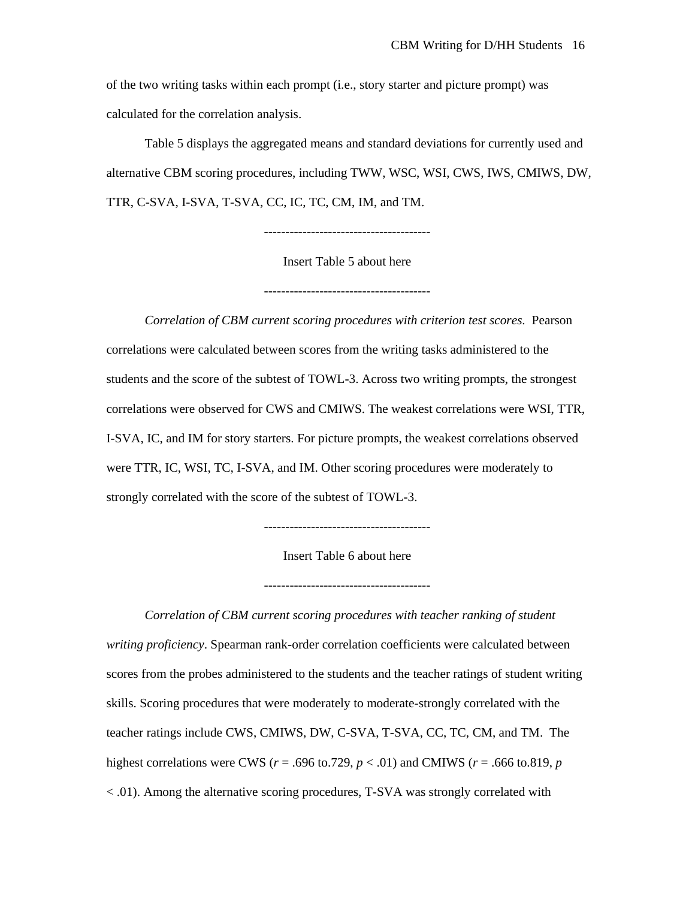of the two writing tasks within each prompt (i.e., story starter and picture prompt) was calculated for the correlation analysis.

Table 5 displays the aggregated means and standard deviations for currently used and alternative CBM scoring procedures, including TWW, WSC, WSI, CWS, IWS, CMIWS, DW, TTR, C-SVA, I-SVA, T-SVA, CC, IC, TC, CM, IM, and TM.

--------------------------------------

Insert Table 5 about here

--------------------------------------

*Correlation of CBM current scoring procedures with criterion test scores.* Pearson correlations were calculated between scores from the writing tasks administered to the students and the score of the subtest of TOWL-3. Across two writing prompts, the strongest correlations were observed for CWS and CMIWS. The weakest correlations were WSI, TTR, I-SVA, IC, and IM for story starters. For picture prompts, the weakest correlations observed were TTR, IC, WSI, TC, I-SVA, and IM. Other scoring procedures were moderately to strongly correlated with the score of the subtest of TOWL-3.

--------------------------------------

Insert Table 6 about here

--------------------------------------

*Correlation of CBM current scoring procedures with teacher ranking of student writing proficiency*. Spearman rank-order correlation coefficients were calculated between scores from the probes administered to the students and the teacher ratings of student writing skills. Scoring procedures that were moderately to moderate-strongly correlated with the teacher ratings include CWS, CMIWS, DW, C-SVA, T-SVA, CC, TC, CM, and TM. The highest correlations were CWS ($r$ = .696 to.729, $p < .01$) and CMIWS ($r$ = .666 to.819, $p < .01$). Among the alternative scoring procedures, T-SVA was strongly correlated with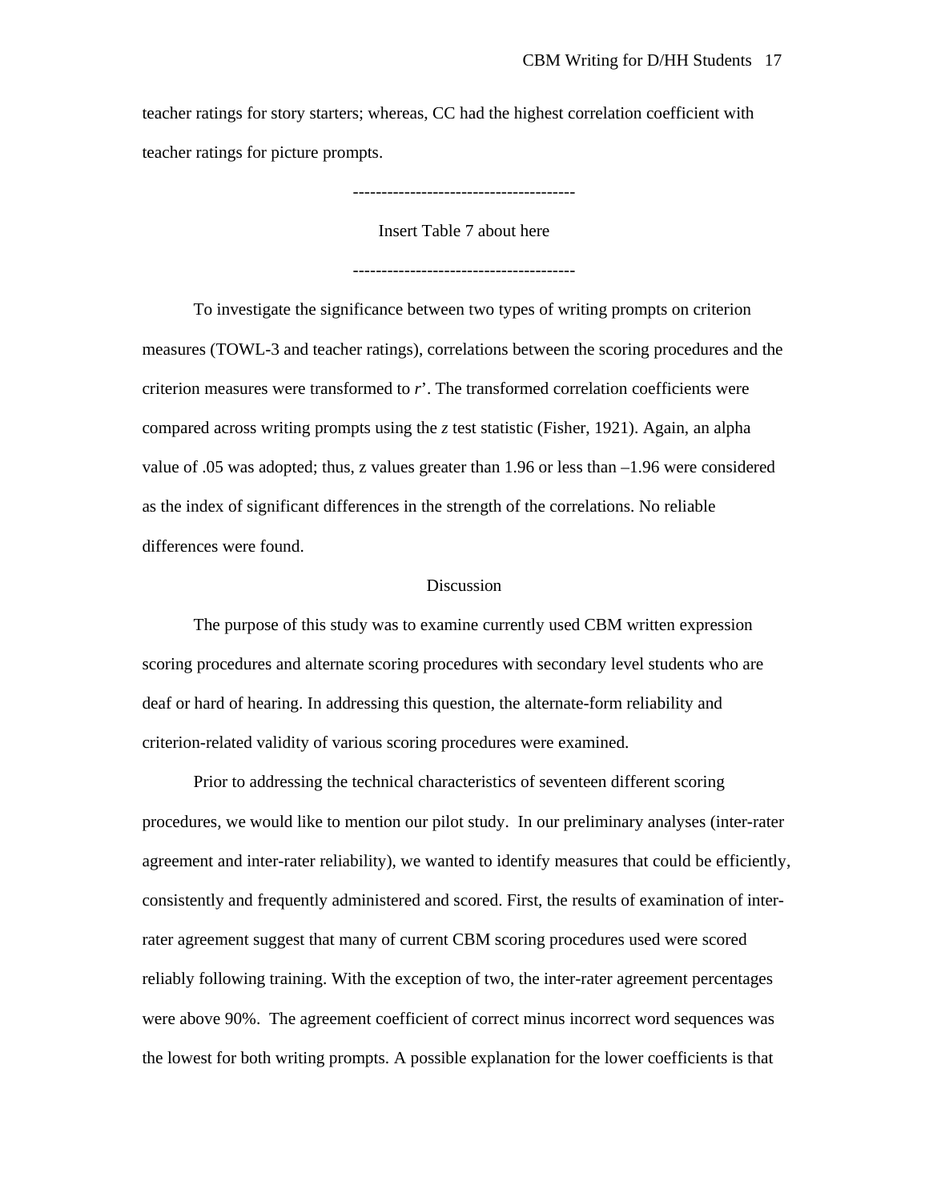teacher ratings for story starters; whereas, CC had the highest correlation coefficient with teacher ratings for picture prompts.

---------------------------------------

Insert Table 7 about here

---------------------------------------

To investigate the significance between two types of writing prompts on criterion measures (TOWL-3 and teacher ratings), correlations between the scoring procedures and the criterion measures were transformed to *r*'. The transformed correlation coefficients were compared across writing prompts using the *z* test statistic (Fisher, 1921). Again, an alpha value of .05 was adopted; thus, z values greater than 1.96 or less than –1.96 were considered as the index of significant differences in the strength of the correlations. No reliable differences were found.

## Discussion

The purpose of this study was to examine currently used CBM written expression scoring procedures and alternate scoring procedures with secondary level students who are deaf or hard of hearing. In addressing this question, the alternate-form reliability and criterion-related validity of various scoring procedures were examined.

Prior to addressing the technical characteristics of seventeen different scoring procedures, we would like to mention our pilot study. In our preliminary analyses (inter-rater agreement and inter-rater reliability), we wanted to identify measures that could be efficiently, consistently and frequently administered and scored. First, the results of examination of inter-rater agreement suggest that many of current CBM scoring procedures used were scored reliably following training. With the exception of two, the inter-rater agreement percentages were above 90%. The agreement coefficient of correct minus incorrect word sequences was the lowest for both writing prompts. A possible explanation for the lower coefficients is that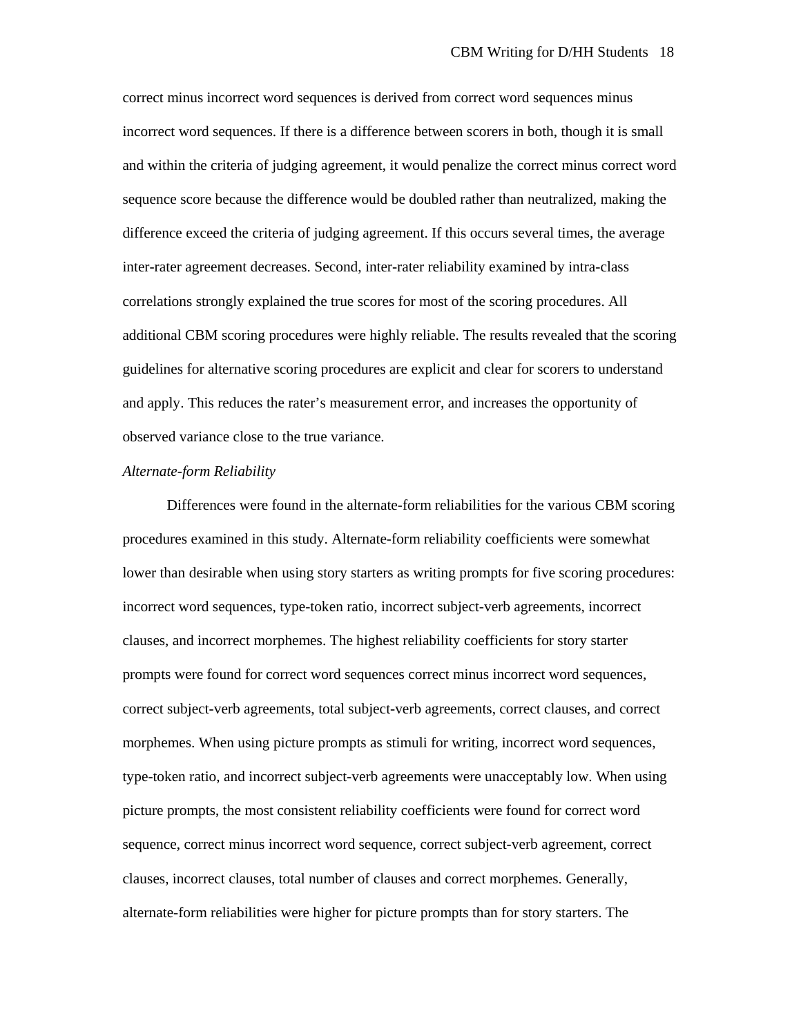correct minus incorrect word sequences is derived from correct word sequences minus incorrect word sequences. If there is a difference between scorers in both, though it is small and within the criteria of judging agreement, it would penalize the correct minus correct word sequence score because the difference would be doubled rather than neutralized, making the difference exceed the criteria of judging agreement. If this occurs several times, the average inter-rater agreement decreases. Second, inter-rater reliability examined by intra-class correlations strongly explained the true scores for most of the scoring procedures. All additional CBM scoring procedures were highly reliable. The results revealed that the scoring guidelines for alternative scoring procedures are explicit and clear for scorers to understand and apply. This reduces the rater's measurement error, and increases the opportunity of observed variance close to the true variance.

*Alternate-form Reliability*

Differences were found in the alternate-form reliabilities for the various CBM scoring procedures examined in this study. Alternate-form reliability coefficients were somewhat lower than desirable when using story starters as writing prompts for five scoring procedures: incorrect word sequences, type-token ratio, incorrect subject-verb agreements, incorrect clauses, and incorrect morphemes. The highest reliability coefficients for story starter prompts were found for correct word sequences correct minus incorrect word sequences, correct subject-verb agreements, total subject-verb agreements, correct clauses, and correct morphemes. When using picture prompts as stimuli for writing, incorrect word sequences, type-token ratio, and incorrect subject-verb agreements were unacceptably low. When using picture prompts, the most consistent reliability coefficients were found for correct word sequence, correct minus incorrect word sequence, correct subject-verb agreement, correct clauses, incorrect clauses, total number of clauses and correct morphemes. Generally, alternate-form reliabilities were higher for picture prompts than for story starters. The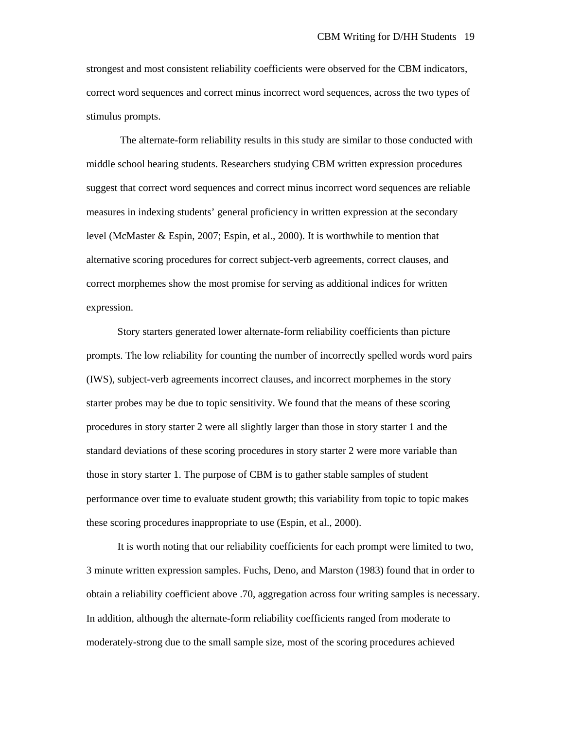strongest and most consistent reliability coefficients were observed for the CBM indicators, correct word sequences and correct minus incorrect word sequences, across the two types of stimulus prompts.

The alternate-form reliability results in this study are similar to those conducted with middle school hearing students. Researchers studying CBM written expression procedures suggest that correct word sequences and correct minus incorrect word sequences are reliable measures in indexing students' general proficiency in written expression at the secondary level (McMaster & Espin, 2007; Espin, et al., 2000). It is worthwhile to mention that alternative scoring procedures for correct subject-verb agreements, correct clauses, and correct morphemes show the most promise for serving as additional indices for written expression.

Story starters generated lower alternate-form reliability coefficients than picture prompts. The low reliability for counting the number of incorrectly spelled words word pairs (IWS), subject-verb agreements incorrect clauses, and incorrect morphemes in the story starter probes may be due to topic sensitivity. We found that the means of these scoring procedures in story starter 2 were all slightly larger than those in story starter 1 and the standard deviations of these scoring procedures in story starter 2 were more variable than those in story starter 1. The purpose of CBM is to gather stable samples of student performance over time to evaluate student growth; this variability from topic to topic makes these scoring procedures inappropriate to use (Espin, et al., 2000).

It is worth noting that our reliability coefficients for each prompt were limited to two, 3 minute written expression samples. Fuchs, Deno, and Marston (1983) found that in order to obtain a reliability coefficient above .70, aggregation across four writing samples is necessary. In addition, although the alternate-form reliability coefficients ranged from moderate to moderately-strong due to the small sample size, most of the scoring procedures achieved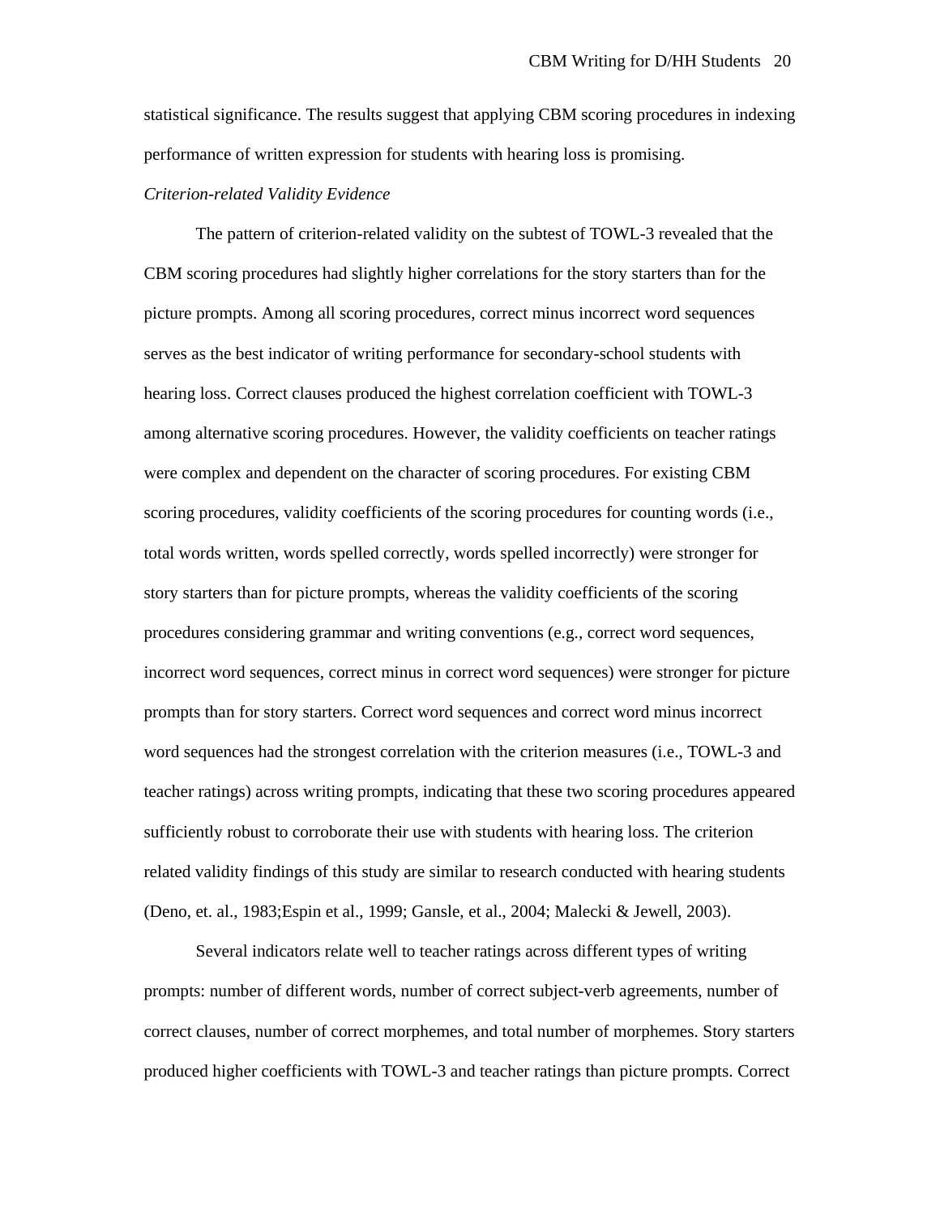statistical significance. The results suggest that applying CBM scoring procedures in indexing performance of written expression for students with hearing loss is promising.

*Criterion-related Validity Evidence*

The pattern of criterion-related validity on the subtest of TOWL-3 revealed that the CBM scoring procedures had slightly higher correlations for the story starters than for the picture prompts. Among all scoring procedures, correct minus incorrect word sequences serves as the best indicator of writing performance for secondary-school students with hearing loss. Correct clauses produced the highest correlation coefficient with TOWL-3 among alternative scoring procedures. However, the validity coefficients on teacher ratings were complex and dependent on the character of scoring procedures. For existing CBM scoring procedures, validity coefficients of the scoring procedures for counting words (i.e., total words written, words spelled correctly, words spelled incorrectly) were stronger for story starters than for picture prompts, whereas the validity coefficients of the scoring procedures considering grammar and writing conventions (e.g., correct word sequences, incorrect word sequences, correct minus in correct word sequences) were stronger for picture prompts than for story starters. Correct word sequences and correct word minus incorrect word sequences had the strongest correlation with the criterion measures (i.e., TOWL-3 and teacher ratings) across writing prompts, indicating that these two scoring procedures appeared sufficiently robust to corroborate their use with students with hearing loss. The criterion related validity findings of this study are similar to research conducted with hearing students (Deno, et. al., 1983;Espin et al., 1999; Gansle, et al., 2004; Malecki & Jewell, 2003).

Several indicators relate well to teacher ratings across different types of writing prompts: number of different words, number of correct subject-verb agreements, number of correct clauses, number of correct morphemes, and total number of morphemes. Story starters produced higher coefficients with TOWL-3 and teacher ratings than picture prompts. Correct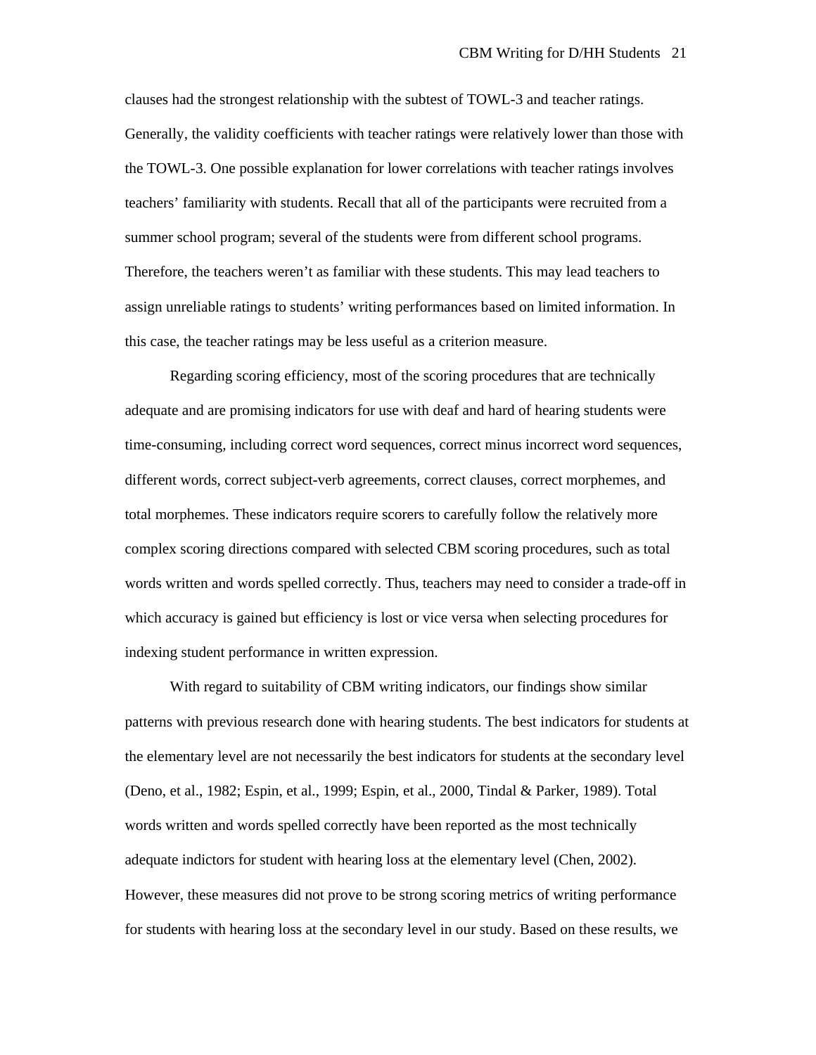clauses had the strongest relationship with the subtest of TOWL-3 and teacher ratings. Generally, the validity coefficients with teacher ratings were relatively lower than those with the TOWL-3. One possible explanation for lower correlations with teacher ratings involves teachers' familiarity with students. Recall that all of the participants were recruited from a summer school program; several of the students were from different school programs. Therefore, the teachers weren't as familiar with these students. This may lead teachers to assign unreliable ratings to students' writing performances based on limited information. In this case, the teacher ratings may be less useful as a criterion measure.

Regarding scoring efficiency, most of the scoring procedures that are technically adequate and are promising indicators for use with deaf and hard of hearing students were time-consuming, including correct word sequences, correct minus incorrect word sequences, different words, correct subject-verb agreements, correct clauses, correct morphemes, and total morphemes. These indicators require scorers to carefully follow the relatively more complex scoring directions compared with selected CBM scoring procedures, such as total words written and words spelled correctly. Thus, teachers may need to consider a trade-off in which accuracy is gained but efficiency is lost or vice versa when selecting procedures for indexing student performance in written expression.

With regard to suitability of CBM writing indicators, our findings show similar patterns with previous research done with hearing students. The best indicators for students at the elementary level are not necessarily the best indicators for students at the secondary level (Deno, et al., 1982; Espin, et al., 1999; Espin, et al., 2000, Tindal & Parker, 1989). Total words written and words spelled correctly have been reported as the most technically adequate indictors for student with hearing loss at the elementary level (Chen, 2002). However, these measures did not prove to be strong scoring metrics of writing performance for students with hearing loss at the secondary level in our study. Based on these results, we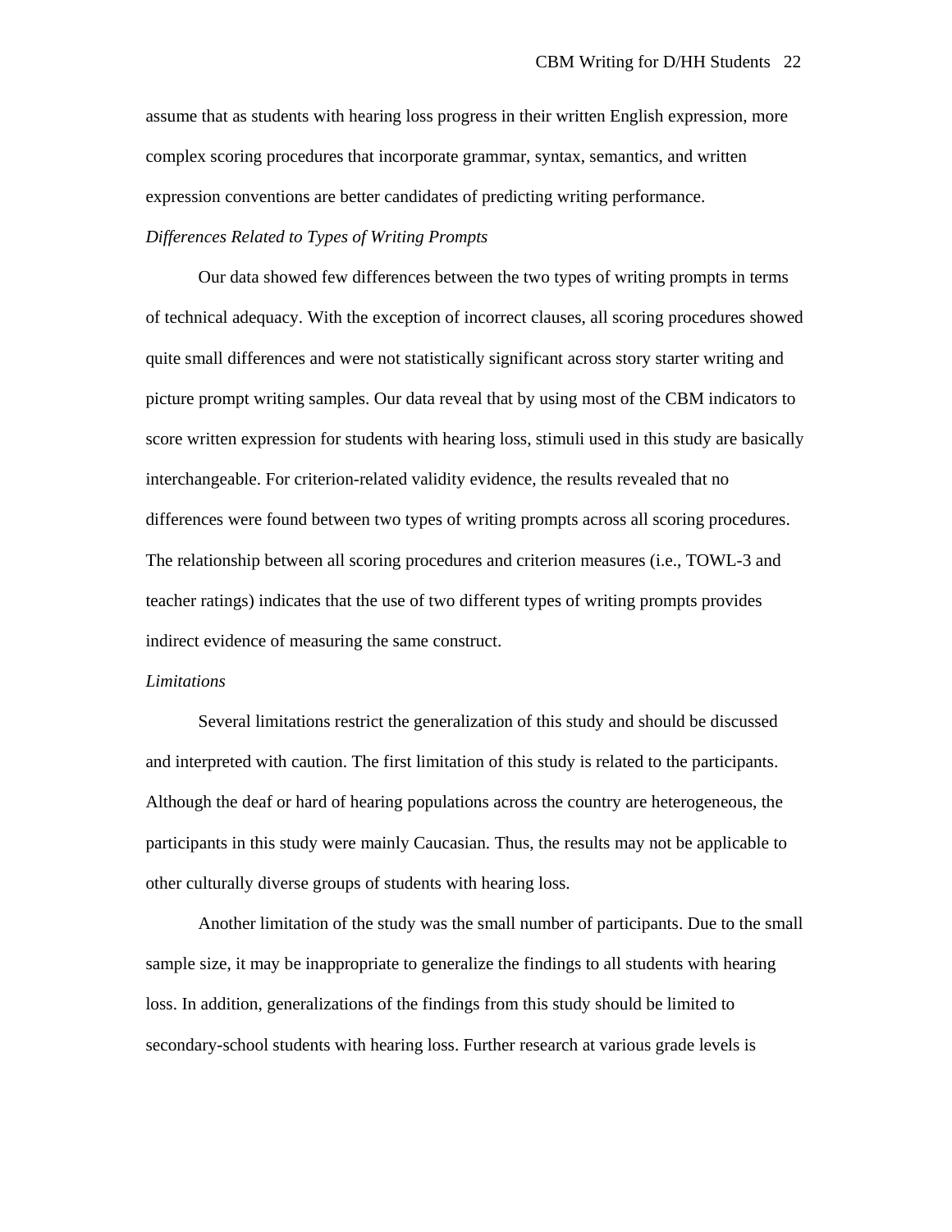assume that as students with hearing loss progress in their written English expression, more complex scoring procedures that incorporate grammar, syntax, semantics, and written expression conventions are better candidates of predicting writing performance.

*Differences Related to Types of Writing Prompts*

Our data showed few differences between the two types of writing prompts in terms of technical adequacy. With the exception of incorrect clauses, all scoring procedures showed quite small differences and were not statistically significant across story starter writing and picture prompt writing samples. Our data reveal that by using most of the CBM indicators to score written expression for students with hearing loss, stimuli used in this study are basically interchangeable. For criterion-related validity evidence, the results revealed that no differences were found between two types of writing prompts across all scoring procedures. The relationship between all scoring procedures and criterion measures (i.e., TOWL-3 and teacher ratings) indicates that the use of two different types of writing prompts provides indirect evidence of measuring the same construct.

*Limitations*

Several limitations restrict the generalization of this study and should be discussed and interpreted with caution. The first limitation of this study is related to the participants. Although the deaf or hard of hearing populations across the country are heterogeneous, the participants in this study were mainly Caucasian. Thus, the results may not be applicable to other culturally diverse groups of students with hearing loss.

Another limitation of the study was the small number of participants. Due to the small sample size, it may be inappropriate to generalize the findings to all students with hearing loss. In addition, generalizations of the findings from this study should be limited to secondary-school students with hearing loss. Further research at various grade levels is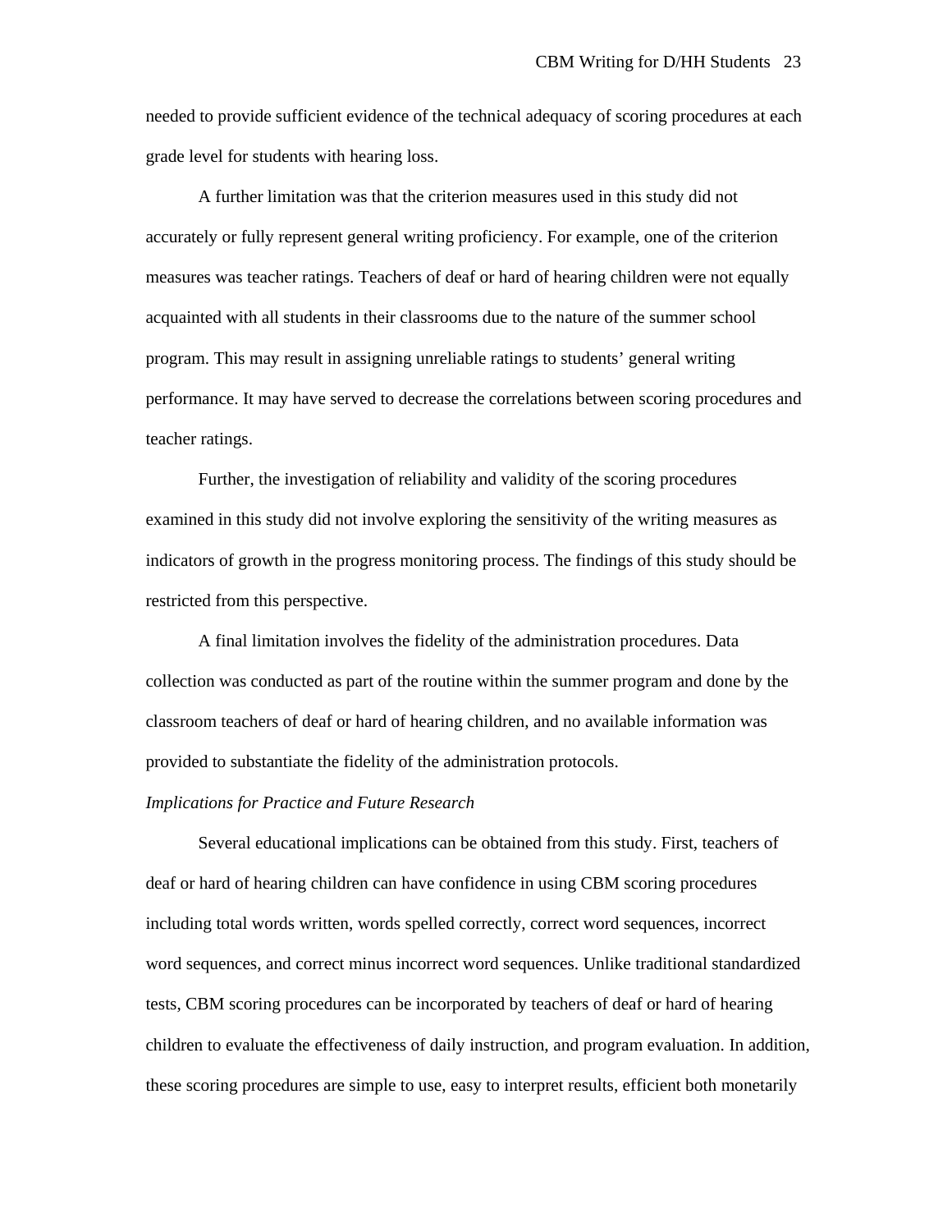needed to provide sufficient evidence of the technical adequacy of scoring procedures at each grade level for students with hearing loss.

A further limitation was that the criterion measures used in this study did not accurately or fully represent general writing proficiency. For example, one of the criterion measures was teacher ratings. Teachers of deaf or hard of hearing children were not equally acquainted with all students in their classrooms due to the nature of the summer school program. This may result in assigning unreliable ratings to students' general writing performance. It may have served to decrease the correlations between scoring procedures and teacher ratings.

Further, the investigation of reliability and validity of the scoring procedures examined in this study did not involve exploring the sensitivity of the writing measures as indicators of growth in the progress monitoring process. The findings of this study should be restricted from this perspective.

A final limitation involves the fidelity of the administration procedures. Data collection was conducted as part of the routine within the summer program and done by the classroom teachers of deaf or hard of hearing children, and no available information was provided to substantiate the fidelity of the administration protocols.

*Implications for Practice and Future Research*

Several educational implications can be obtained from this study. First, teachers of deaf or hard of hearing children can have confidence in using CBM scoring procedures including total words written, words spelled correctly, correct word sequences, incorrect word sequences, and correct minus incorrect word sequences. Unlike traditional standardized tests, CBM scoring procedures can be incorporated by teachers of deaf or hard of hearing children to evaluate the effectiveness of daily instruction, and program evaluation. In addition, these scoring procedures are simple to use, easy to interpret results, efficient both monetarily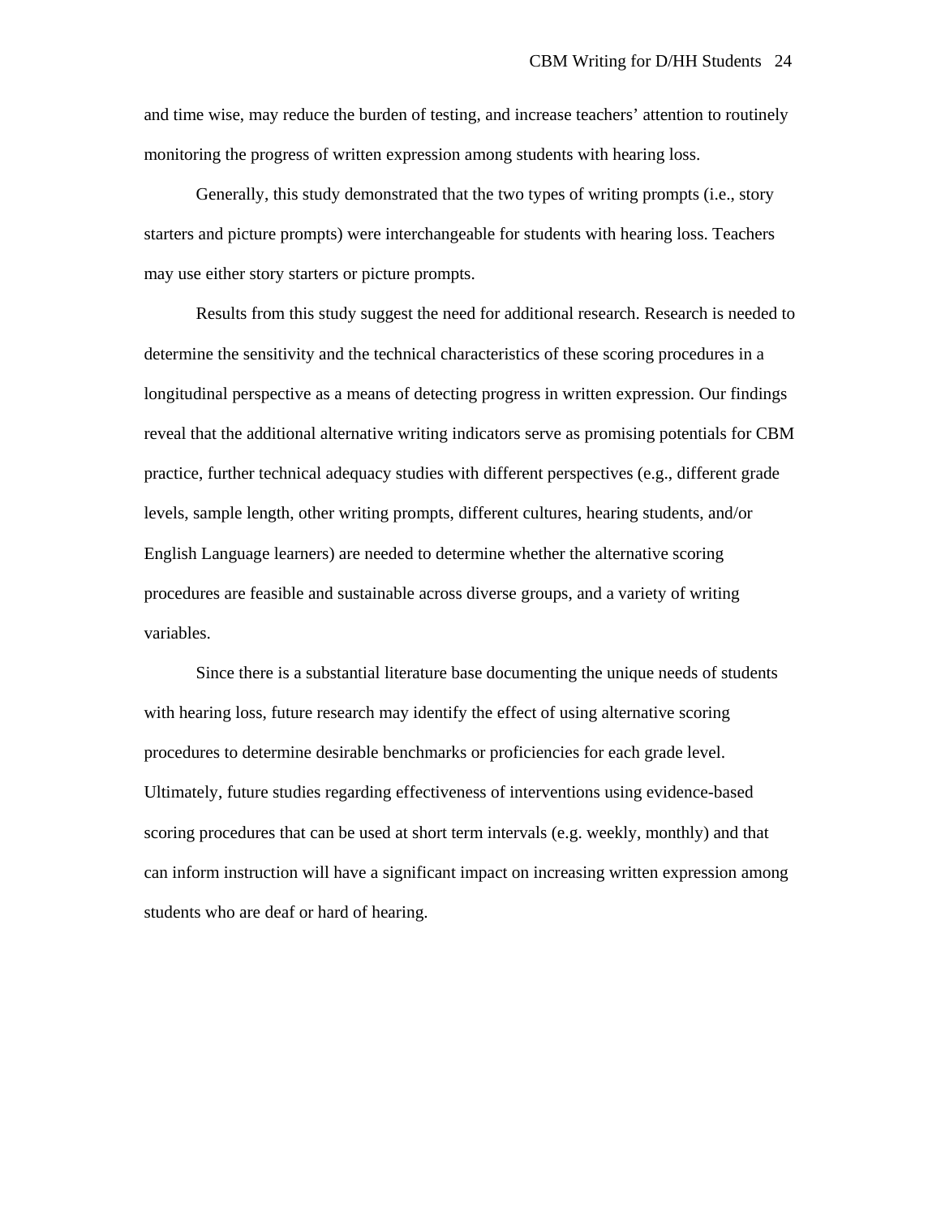and time wise, may reduce the burden of testing, and increase teachers' attention to routinely monitoring the progress of written expression among students with hearing loss.

Generally, this study demonstrated that the two types of writing prompts (i.e., story starters and picture prompts) were interchangeable for students with hearing loss. Teachers may use either story starters or picture prompts.

Results from this study suggest the need for additional research. Research is needed to determine the sensitivity and the technical characteristics of these scoring procedures in a longitudinal perspective as a means of detecting progress in written expression. Our findings reveal that the additional alternative writing indicators serve as promising potentials for CBM practice, further technical adequacy studies with different perspectives (e.g., different grade levels, sample length, other writing prompts, different cultures, hearing students, and/or English Language learners) are needed to determine whether the alternative scoring procedures are feasible and sustainable across diverse groups, and a variety of writing variables.

Since there is a substantial literature base documenting the unique needs of students with hearing loss, future research may identify the effect of using alternative scoring procedures to determine desirable benchmarks or proficiencies for each grade level. Ultimately, future studies regarding effectiveness of interventions using evidence-based scoring procedures that can be used at short term intervals (e.g. weekly, monthly) and that can inform instruction will have a significant impact on increasing written expression among students who are deaf or hard of hearing.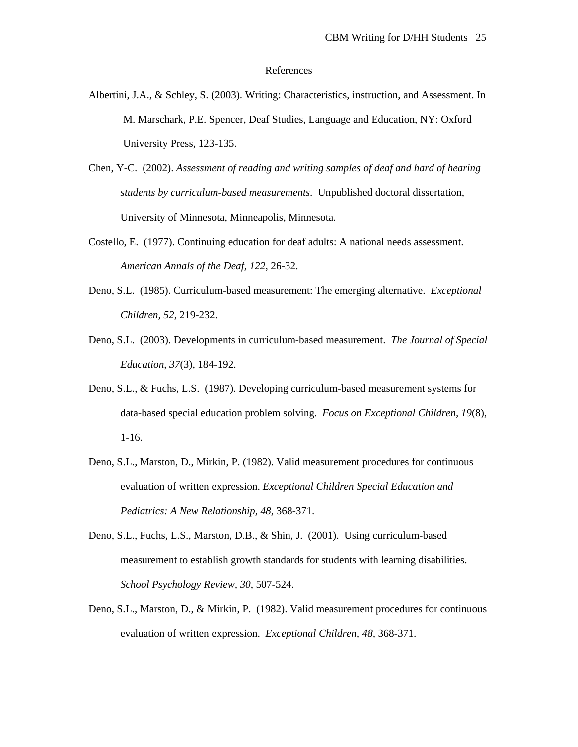# References

Albertini, J.A., & Schley, S. (2003). Writing: Characteristics, instruction, and Assessment. In M. Marschark, P.E. Spencer, Deaf Studies, Language and Education, NY: Oxford University Press, 123-135.

Chen, Y-C. (2002). *Assessment of reading and writing samples of deaf and hard of hearing students by curriculum-based measurements*. Unpublished doctoral dissertation, University of Minnesota, Minneapolis, Minnesota.

Costello, E. (1977). Continuing education for deaf adults: A national needs assessment. *American Annals of the Deaf, 122*, 26-32.

Deno, S.L. (1985). Curriculum-based measurement: The emerging alternative. *Exceptional Children, 52*, 219-232.

Deno, S.L. (2003). Developments in curriculum-based measurement. *The Journal of Special Education, 37*(3), 184-192.

Deno, S.L., & Fuchs, L.S. (1987). Developing curriculum-based measurement systems for data-based special education problem solving. *Focus on Exceptional Children, 19*(8), 1-16.

Deno, S.L., Marston, D., Mirkin, P. (1982). Valid measurement procedures for continuous evaluation of written expression. *Exceptional Children Special Education and Pediatrics: A New Relationship, 48*, 368-371.

Deno, S.L., Fuchs, L.S., Marston, D.B., & Shin, J. (2001). Using curriculum-based measurement to establish growth standards for students with learning disabilities. *School Psychology Review, 30*, 507-524.

Deno, S.L., Marston, D., & Mirkin, P. (1982). Valid measurement procedures for continuous evaluation of written expression. *Exceptional Children, 48*, 368-371.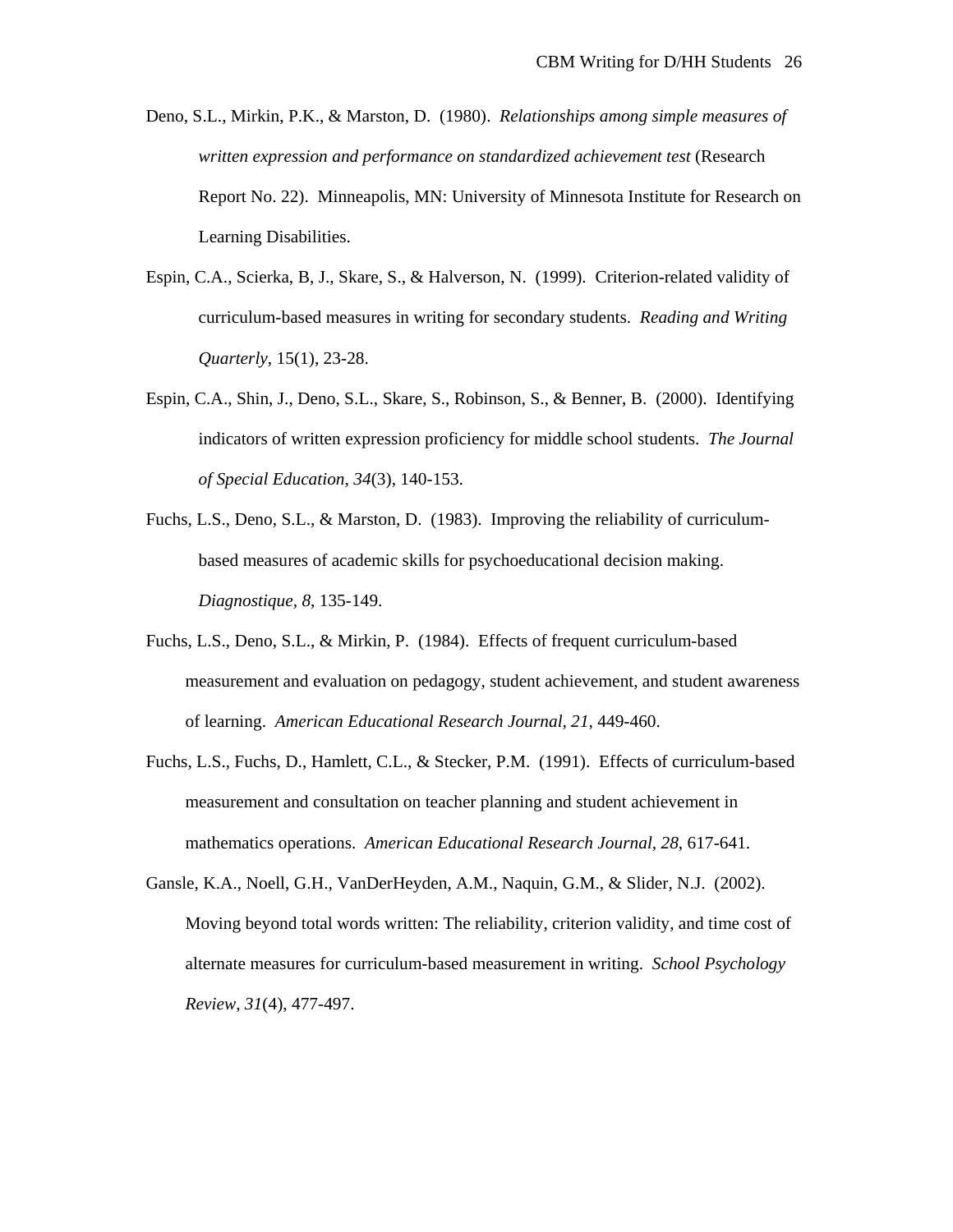Deno, S.L., Mirkin, P.K., & Marston, D. (1980). *Relationships among simple measures of written expression and performance on standardized achievement test* (Research Report No. 22). Minneapolis, MN: University of Minnesota Institute for Research on Learning Disabilities.

Espin, C.A., Scierka, B, J., Skare, S., & Halverson, N. (1999). Criterion-related validity of curriculum-based measures in writing for secondary students. *Reading and Writing Quarterly*, 15(1), 23-28.

Espin, C.A., Shin, J., Deno, S.L., Skare, S., Robinson, S., & Benner, B. (2000). Identifying indicators of written expression proficiency for middle school students. *The Journal of Special Education, 34*(3), 140-153.

Fuchs, L.S., Deno, S.L., & Marston, D. (1983). Improving the reliability of curriculum-based measures of academic skills for psychoeducational decision making. *Diagnostique, 8*, 135-149.

Fuchs, L.S., Deno, S.L., & Mirkin, P. (1984). Effects of frequent curriculum-based measurement and evaluation on pedagogy, student achievement, and student awareness of learning. *American Educational Research Journal, 21*, 449-460.

Fuchs, L.S., Fuchs, D., Hamlett, C.L., & Stecker, P.M. (1991). Effects of curriculum-based measurement and consultation on teacher planning and student achievement in mathematics operations. *American Educational Research Journal*, *28*, 617-641.

Gansle, K.A., Noell, G.H., VanDerHeyden, A.M., Naquin, G.M., & Slider, N.J. (2002). Moving beyond total words written: The reliability, criterion validity, and time cost of alternate measures for curriculum-based measurement in writing. *School Psychology Review*, *31*(4), 477-497.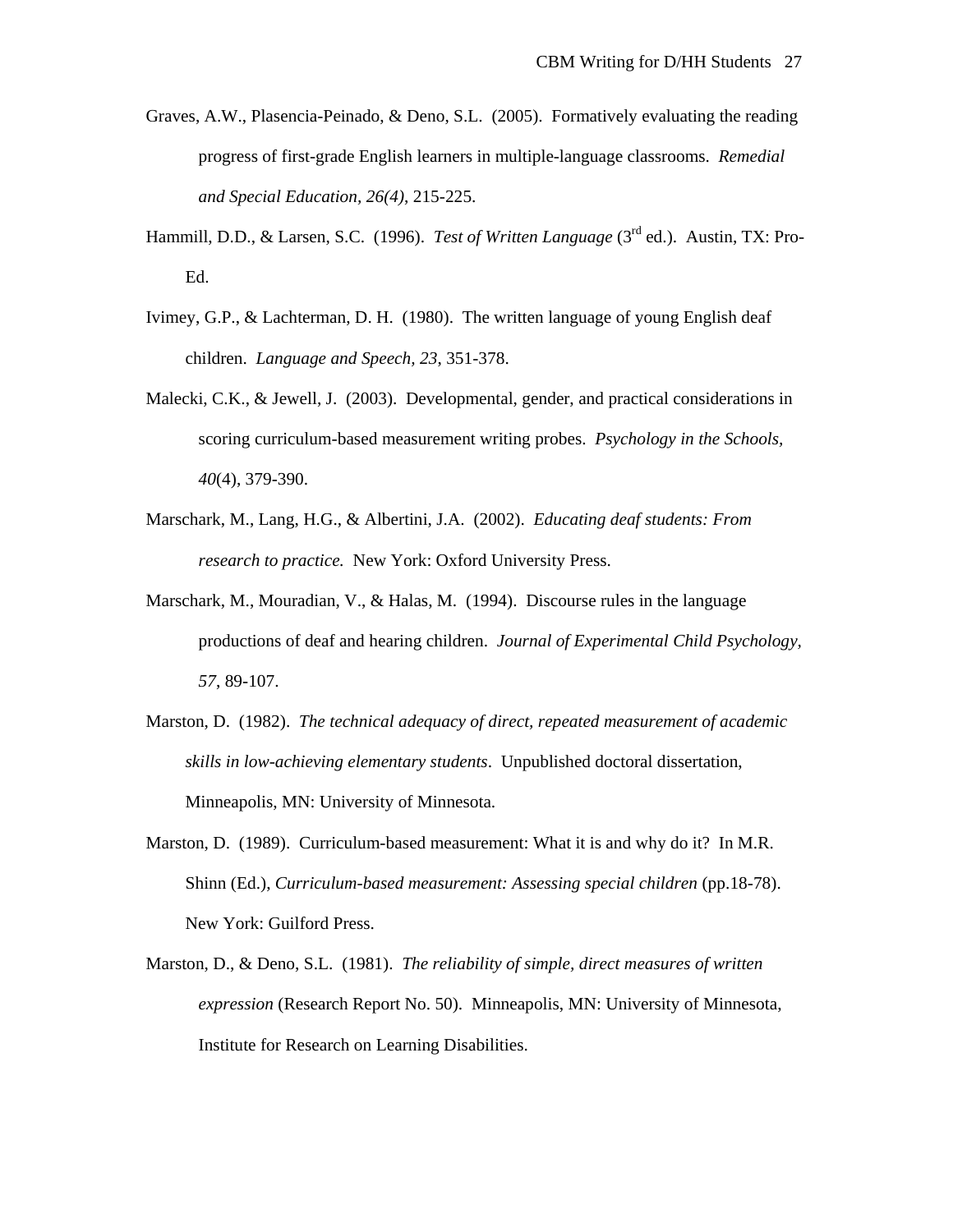Graves, A.W., Plasencia-Peinado, & Deno, S.L. (2005). Formatively evaluating the reading progress of first-grade English learners in multiple-language classrooms. *Remedial and Special Education*, *26(4)*, 215-225.

Hammill, D.D., & Larsen, S.C. (1996). *Test of Written Language* (3rd ed.). Austin, TX: Pro-Ed.

Ivimey, G.P., & Lachterman, D. H. (1980). The written language of young English deaf children. *Language and Speech*, *23*, 351-378.

Malecki, C.K., & Jewell, J. (2003). Developmental, gender, and practical considerations in scoring curriculum-based measurement writing probes. *Psychology in the Schools, 40*(4), 379-390.

Marschark, M., Lang, H.G., & Albertini, J.A. (2002). *Educating deaf students: From research to practice.* New York: Oxford University Press.

Marschark, M., Mouradian, V., & Halas, M. (1994). Discourse rules in the language productions of deaf and hearing children. *Journal of Experimental Child Psychology, 57*, 89-107.

Marston, D. (1982). *The technical adequacy of direct, repeated measurement of academic skills in low-achieving elementary students*. Unpublished doctoral dissertation, Minneapolis, MN: University of Minnesota.

Marston, D. (1989). Curriculum-based measurement: What it is and why do it? In M.R. Shinn (Ed.), *Curriculum-based measurement: Assessing special children* (pp.18-78). New York: Guilford Press.

Marston, D., & Deno, S.L. (1981). *The reliability of simple, direct measures of written expression* (Research Report No. 50). Minneapolis, MN: University of Minnesota, Institute for Research on Learning Disabilities.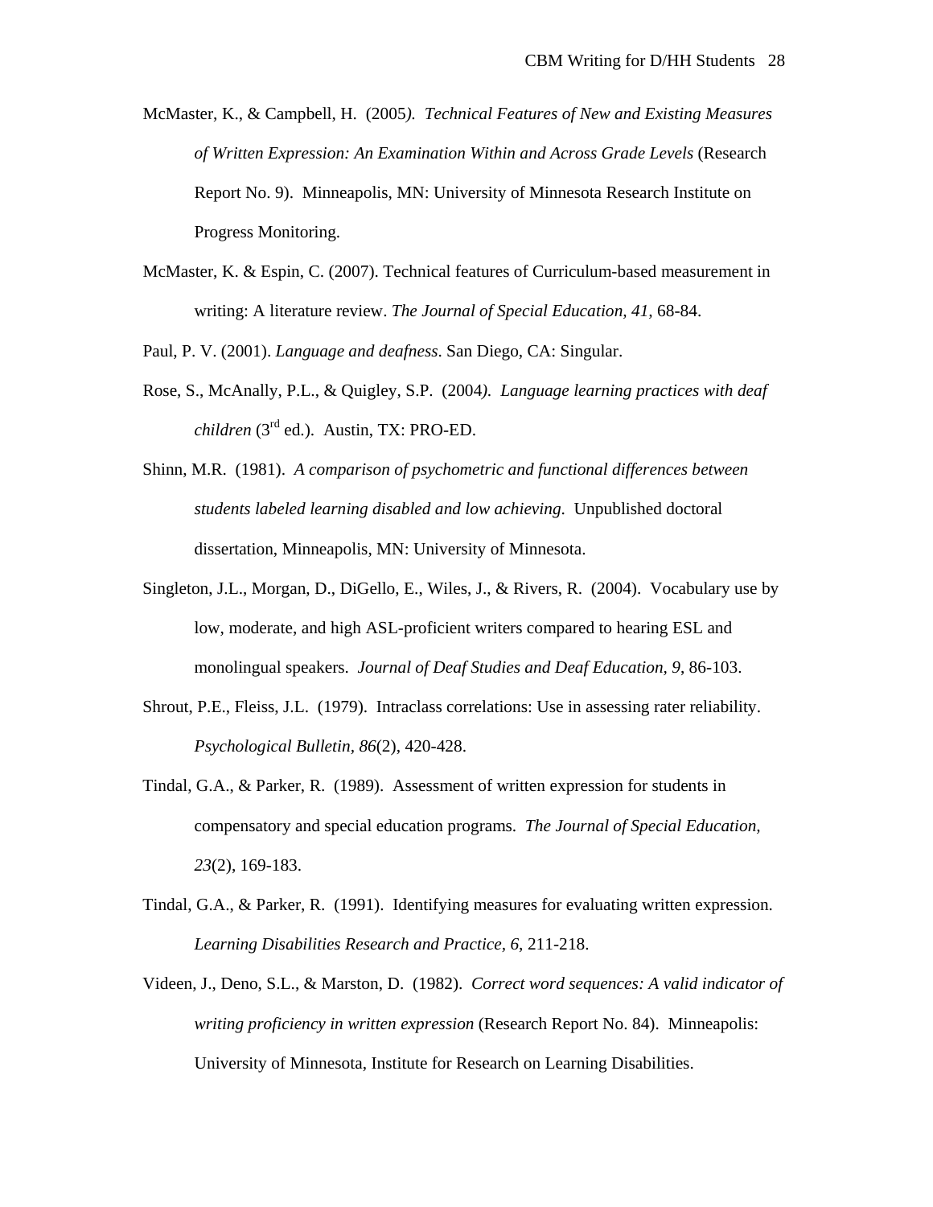McMaster, K., & Campbell, H. (2005). *Technical Features of New and Existing Measures of Written Expression: An Examination Within and Across Grade Levels* (Research Report No. 9). Minneapolis, MN: University of Minnesota Research Institute on Progress Monitoring.

McMaster, K. & Espin, C. (2007). Technical features of Curriculum-based measurement in writing: A literature review. *The Journal of Special Education, 41,* 68-84.

Paul, P. V. (2001). *Language and deafness*. San Diego, CA: Singular.

Rose, S., McAnally, P.L., & Quigley, S.P. (2004). *Language learning practices with deaf children* (3rd ed.). Austin, TX: PRO-ED.

Shinn, M.R. (1981). *A comparison of psychometric and functional differences between students labeled learning disabled and low achieving*. Unpublished doctoral dissertation, Minneapolis, MN: University of Minnesota.

Singleton, J.L., Morgan, D., DiGello, E., Wiles, J., & Rivers, R. (2004). Vocabulary use by low, moderate, and high ASL-proficient writers compared to hearing ESL and monolingual speakers. *Journal of Deaf Studies and Deaf Education, 9*, 86-103.

Shrout, P.E., Fleiss, J.L. (1979). Intraclass correlations: Use in assessing rater reliability. *Psychological Bulletin, 86*(2), 420-428.

Tindal, G.A., & Parker, R. (1989). Assessment of written expression for students in compensatory and special education programs. *The Journal of Special Education, 23*(2), 169-183.

Tindal, G.A., & Parker, R. (1991). Identifying measures for evaluating written expression. *Learning Disabilities Research and Practice, 6*, 211-218.

Videen, J., Deno, S.L., & Marston, D. (1982). *Correct word sequences: A valid indicator of writing proficiency in written expression* (Research Report No. 84). Minneapolis: University of Minnesota, Institute for Research on Learning Disabilities.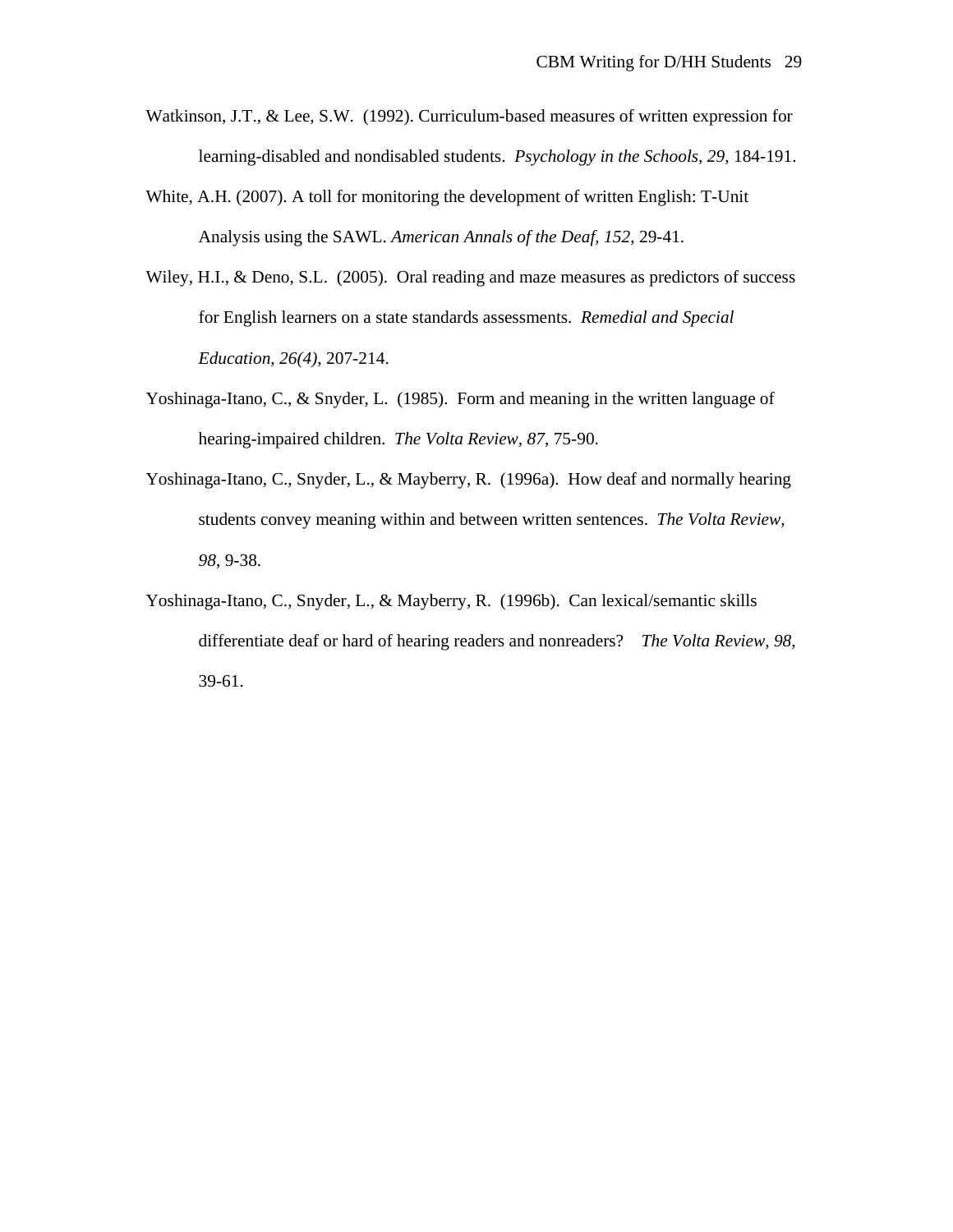Watkinson, J.T., & Lee, S.W. (1992). Curriculum-based measures of written expression for learning-disabled and nondisabled students. *Psychology in the Schools, 29*, 184-191.

White, A.H. (2007). A toll for monitoring the development of written English: T-Unit Analysis using the SAWL. *American Annals of the Deaf, 152*, 29-41.

Wiley, H.I., & Deno, S.L. (2005). Oral reading and maze measures as predictors of success for English learners on a state standards assessments. *Remedial and Special Education, 26(4)*, 207-214.

Yoshinaga-Itano, C., & Snyder, L. (1985). Form and meaning in the written language of hearing-impaired children. *The Volta Review, 87*, 75-90.

Yoshinaga-Itano, C., Snyder, L., & Mayberry, R. (1996a). How deaf and normally hearing students convey meaning within and between written sentences. *The Volta Review, 98*, 9-38.

Yoshinaga-Itano, C., Snyder, L., & Mayberry, R. (1996b). Can lexical/semantic skills differentiate deaf or hard of hearing readers and nonreaders? *The Volta Review, 98*, 39-61.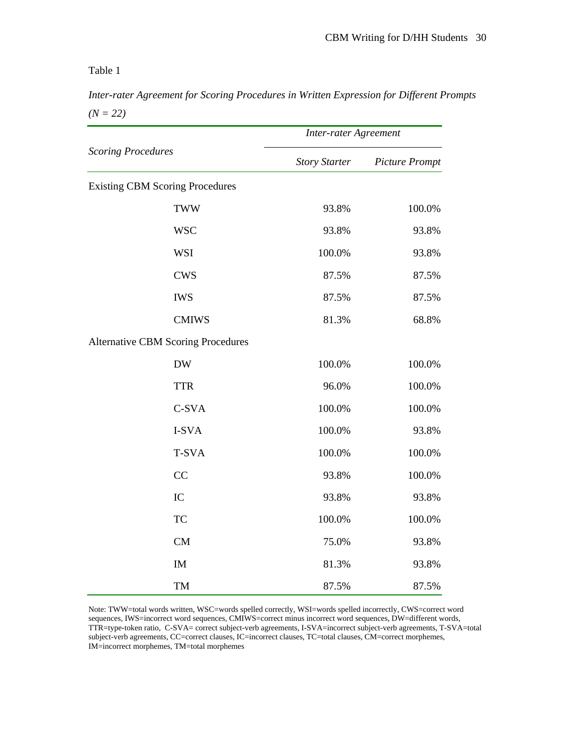Table 1

*Inter-rater Agreement for Scoring Procedures in Written Expression for Different Prompts (N = 22)*

| *Scoring Procedures* | *Inter-rater Agreement* | |
|---|---|---|
| | *Story Starter* | *Picture Prompt* |
| Existing CBM Scoring Procedures | | |
| TWW | 93.8% | 100.0% |
| WSC | 93.8% | 93.8% |
| WSI | 100.0% | 93.8% |
| CWS | 87.5% | 87.5% |
| IWS | 87.5% | 87.5% |
| CMIWS | 81.3% | 68.8% |
| Alternative CBM Scoring Procedures | | |
| DW | 100.0% | 100.0% |
| TTR | 96.0% | 100.0% |
| C-SVA | 100.0% | 100.0% |
| I-SVA | 100.0% | 93.8% |
| T-SVA | 100.0% | 100.0% |
| CC | 93.8% | 100.0% |
| IC | 93.8% | 93.8% |
| TC | 100.0% | 100.0% |
| CM | 75.0% | 93.8% |
| IM | 81.3% | 93.8% |
| TM | 87.5% | 87.5% |

Note: TWW=total words written, WSC=words spelled correctly, WSI=words spelled incorrectly, CWS=correct word sequences, IWS=incorrect word sequences, CMIWS=correct minus incorrect word sequences, DW=different words, TTR=type-token ratio, C-SVA= correct subject-verb agreements, I-SVA=incorrect subject-verb agreements, T-SVA=total subject-verb agreements, CC=correct clauses, IC=incorrect clauses, TC=total clauses, CM=correct morphemes, IM=incorrect morphemes, TM=total morphemes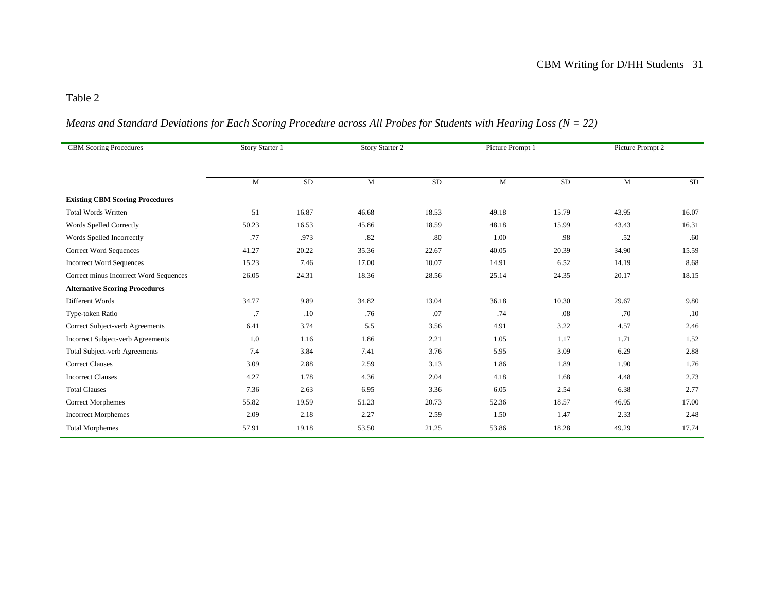Table 2

*Means and Standard Deviations for Each Scoring Procedure across All Probes for Students with Hearing Loss (N = 22)*

| CBM Scoring Procedures | Story Starter 1 | | Story Starter 2 | | Picture Prompt 1 | | Picture Prompt 2 | |
|---|---|---|---|---|---|---|---|---|
| | M | SD | M | SD | M | SD | M | SD |
| **Existing CBM Scoring Procedures** | | | | | | | | |
| Total Words Written | 51 | 16.87 | 46.68 | 18.53 | 49.18 | 15.79 | 43.95 | 16.07 |
| Words Spelled Correctly | 50.23 | 16.53 | 45.86 | 18.59 | 48.18 | 15.99 | 43.43 | 16.31 |
| Words Spelled Incorrectly | .77 | .973 | .82 | .80 | 1.00 | .98 | .52 | .60 |
| Correct Word Sequences | 41.27 | 20.22 | 35.36 | 22.67 | 40.05 | 20.39 | 34.90 | 15.59 |
| Incorrect Word Sequences | 15.23 | 7.46 | 17.00 | 10.07 | 14.91 | 6.52 | 14.19 | 8.68 |
| Correct minus Incorrect Word Sequences | 26.05 | 24.31 | 18.36 | 28.56 | 25.14 | 24.35 | 20.17 | 18.15 |
| **Alternative Scoring Procedures** | | | | | | | | |
| Different Words | 34.77 | 9.89 | 34.82 | 13.04 | 36.18 | 10.30 | 29.67 | 9.80 |
| Type-token Ratio | .7 | .10 | .76 | .07 | .74 | .08 | .70 | .10 |
| Correct Subject-verb Agreements | 6.41 | 3.74 | 5.5 | 3.56 | 4.91 | 3.22 | 4.57 | 2.46 |
| Incorrect Subject-verb Agreements | 1.0 | 1.16 | 1.86 | 2.21 | 1.05 | 1.17 | 1.71 | 1.52 |
| Total Subject-verb Agreements | 7.4 | 3.84 | 7.41 | 3.76 | 5.95 | 3.09 | 6.29 | 2.88 |
| Correct Clauses | 3.09 | 2.88 | 2.59 | 3.13 | 1.86 | 1.89 | 1.90 | 1.76 |
| Incorrect Clauses | 4.27 | 1.78 | 4.36 | 2.04 | 4.18 | 1.68 | 4.48 | 2.73 |
| Total Clauses | 7.36 | 2.63 | 6.95 | 3.36 | 6.05 | 2.54 | 6.38 | 2.77 |
| Correct Morphemes | 55.82 | 19.59 | 51.23 | 20.73 | 52.36 | 18.57 | 46.95 | 17.00 |
| Incorrect Morphemes | 2.09 | 2.18 | 2.27 | 2.59 | 1.50 | 1.47 | 2.33 | 2.48 |
| Total Morphemes | 57.91 | 19.18 | 53.50 | 21.25 | 53.86 | 18.28 | 49.29 | 17.74 |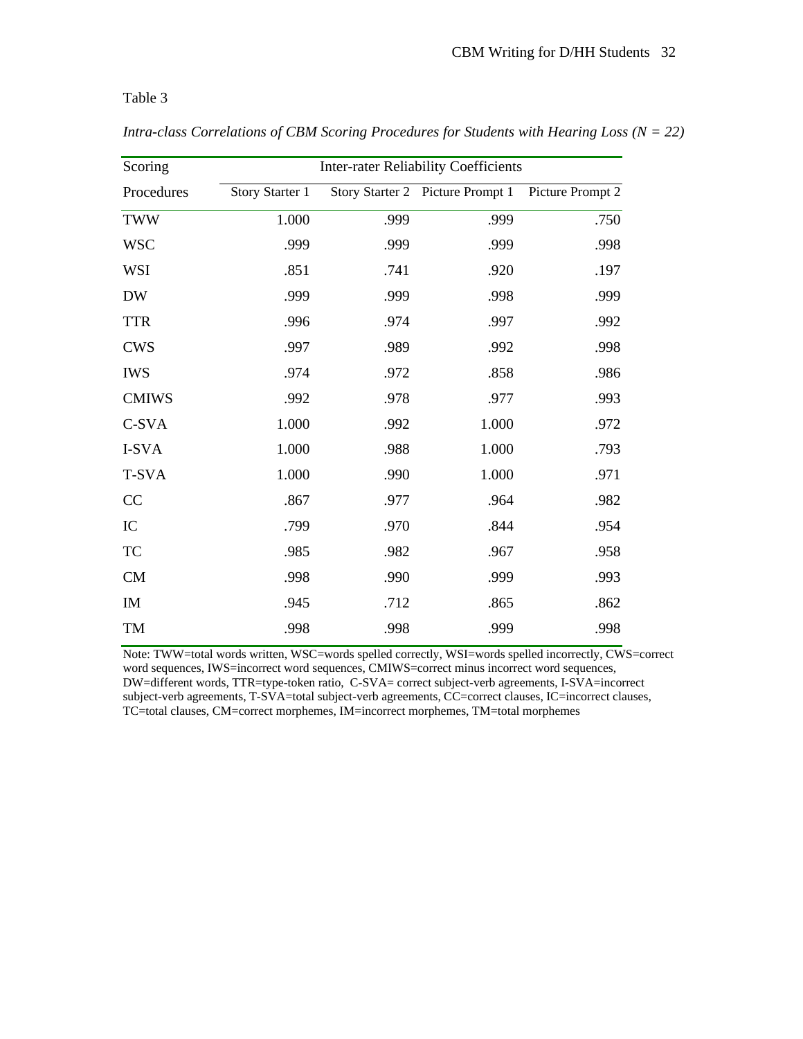Table 3

*Intra-class Correlations of CBM Scoring Procedures for Students with Hearing Loss (N = 22)*

| Scoring Procedures | Inter-rater Reliability Coefficients | | | |
|---|---|---|---|---|
| | Story Starter 1 | Story Starter 2 | Picture Prompt 1 | Picture Prompt 2 |
| TWW | 1.000 | .999 | .999 | .750 |
| WSC | .999 | .999 | .999 | .998 |
| WSI | .851 | .741 | .920 | .197 |
| DW | .999 | .999 | .998 | .999 |
| TTR | .996 | .974 | .997 | .992 |
| CWS | .997 | .989 | .992 | .998 |
| IWS | .974 | .972 | .858 | .986 |
| CMIWS | .992 | .978 | .977 | .993 |
| C-SVA | 1.000 | .992 | 1.000 | .972 |
| I-SVA | 1.000 | .988 | 1.000 | .793 |
| T-SVA | 1.000 | .990 | 1.000 | .971 |
| CC | .867 | .977 | .964 | .982 |
| IC | .799 | .970 | .844 | .954 |
| TC | .985 | .982 | .967 | .958 |
| CM | .998 | .990 | .999 | .993 |
| IM | .945 | .712 | .865 | .862 |
| TM | .998 | .998 | .999 | .998 |

Note: TWW=total words written, WSC=words spelled correctly, WSI=words spelled incorrectly, CWS=correct word sequences, IWS=incorrect word sequences, CMIWS=correct minus incorrect word sequences, DW=different words, TTR=type-token ratio, C-SVA= correct subject-verb agreements, I-SVA=incorrect subject-verb agreements, T-SVA=total subject-verb agreements, CC=correct clauses, IC=incorrect clauses, TC=total clauses, CM=correct morphemes, IM=incorrect morphemes, TM=total morphemes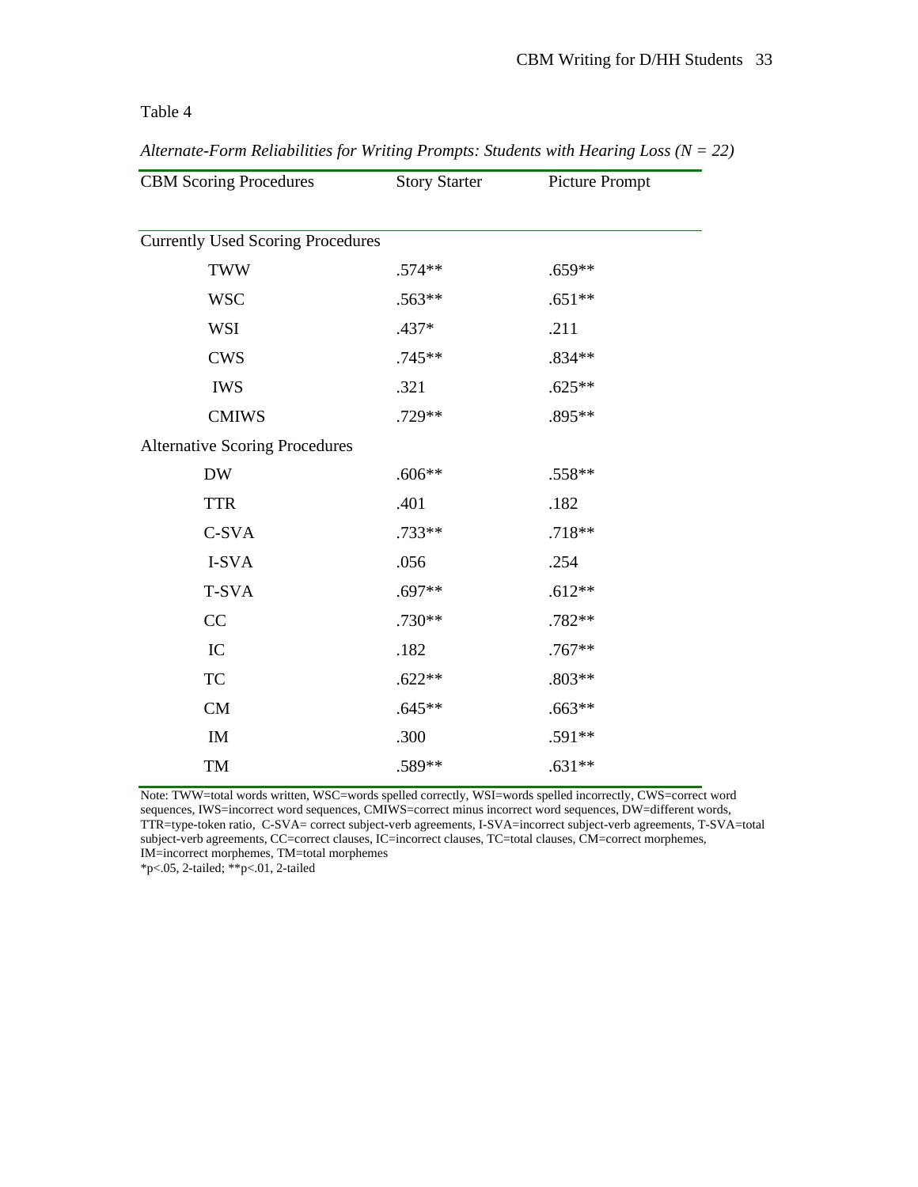Table 4

*Alternate-Form Reliabilities for Writing Prompts: Students with Hearing Loss (N = 22)*

| CBM Scoring Procedures | Story Starter | Picture Prompt |
|---|---|---|
| Currently Used Scoring Procedures | | |
| TWW | .574** | .659** |
| WSC | .563** | .651** |
| WSI | .437* | .211 |
| CWS | .745** | .834** |
| IWS | .321 | .625** |
| CMIWS | .729** | .895** |
| Alternative Scoring Procedures | | |
| DW | .606** | .558** |
| TTR | .401 | .182 |
| C-SVA | .733** | .718** |
| I-SVA | .056 | .254 |
| T-SVA | .697** | .612** |
| CC | .730** | .782** |
| IC | .182 | .767** |
| TC | .622** | .803** |
| CM | .645** | .663** |
| IM | .300 | .591** |
| TM | .589** | .631** |

Note: TWW=total words written, WSC=words spelled correctly, WSI=words spelled incorrectly, CWS=correct word sequences, IWS=incorrect word sequences, CMIWS=correct minus incorrect word sequences, DW=different words, TTR=type-token ratio, C-SVA= correct subject-verb agreements, I-SVA=incorrect subject-verb agreements, T-SVA=total subject-verb agreements, CC=correct clauses, IC=incorrect clauses, TC=total clauses, CM=correct morphemes, IM=incorrect morphemes, TM=total morphemes

*p<.05, 2-tailed; **p<.01, 2-tailed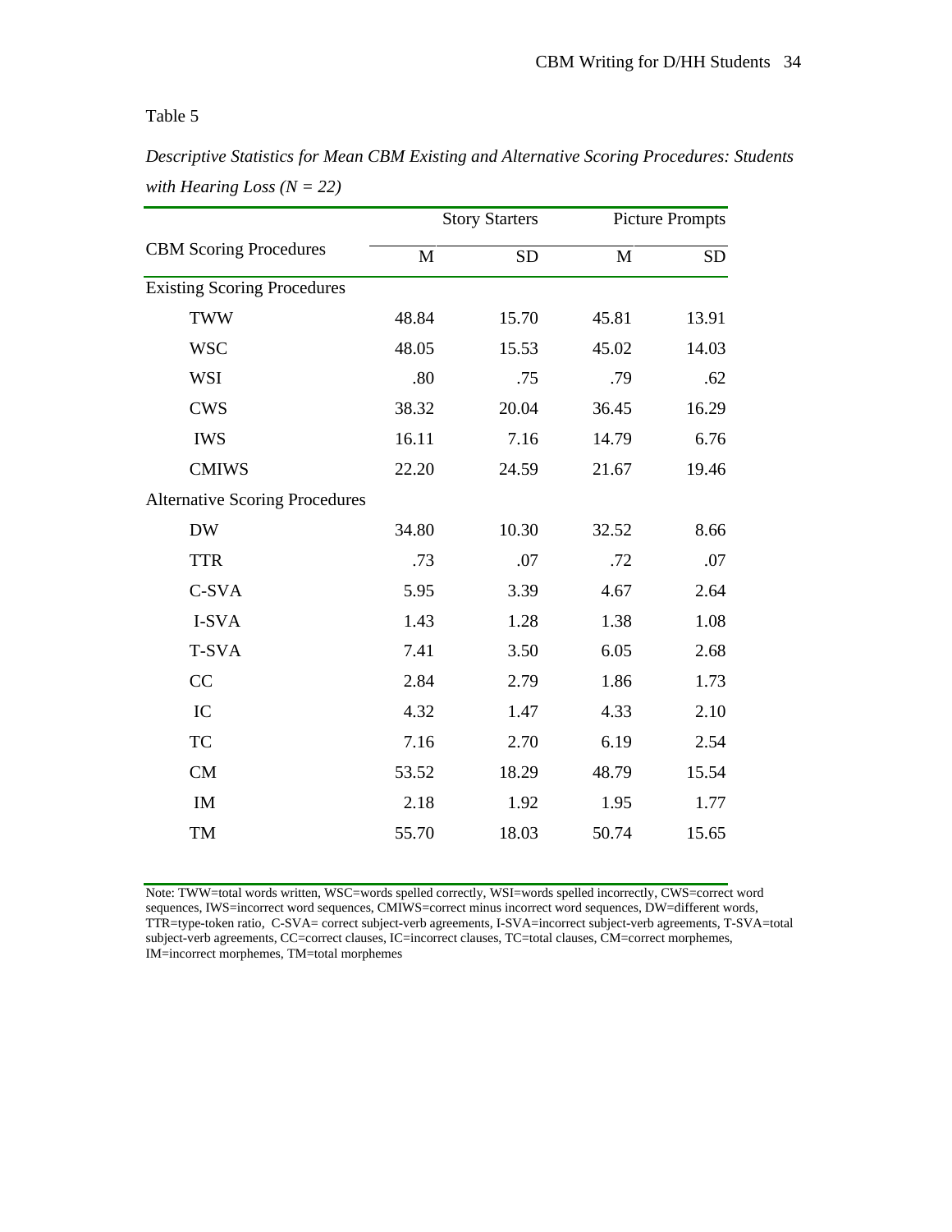Table 5

*Descriptive Statistics for Mean CBM Existing and Alternative Scoring Procedures: Students with Hearing Loss (N = 22)*

| CBM Scoring Procedures | Story Starters | | Picture Prompts | |
|---|---|---|---|---|
| | M | SD | M | SD |
| Existing Scoring Procedures | | | | |
| TWW | 48.84 | 15.70 | 45.81 | 13.91 |
| WSC | 48.05 | 15.53 | 45.02 | 14.03 |
| WSI | .80 | .75 | .79 | .62 |
| CWS | 38.32 | 20.04 | 36.45 | 16.29 |
| IWS | 16.11 | 7.16 | 14.79 | 6.76 |
| CMIWS | 22.20 | 24.59 | 21.67 | 19.46 |
| Alternative Scoring Procedures | | | | |
| DW | 34.80 | 10.30 | 32.52 | 8.66 |
| TTR | .73 | .07 | .72 | .07 |
| C-SVA | 5.95 | 3.39 | 4.67 | 2.64 |
| I-SVA | 1.43 | 1.28 | 1.38 | 1.08 |
| T-SVA | 7.41 | 3.50 | 6.05 | 2.68 |
| CC | 2.84 | 2.79 | 1.86 | 1.73 |
| IC | 4.32 | 1.47 | 4.33 | 2.10 |
| TC | 7.16 | 2.70 | 6.19 | 2.54 |
| CM | 53.52 | 18.29 | 48.79 | 15.54 |
| IM | 2.18 | 1.92 | 1.95 | 1.77 |
| TM | 55.70 | 18.03 | 50.74 | 15.65 |

Note: TWW=total words written, WSC=words spelled correctly, WSI=words spelled incorrectly, CWS=correct word sequences, IWS=incorrect word sequences, CMIWS=correct minus incorrect word sequences, DW=different words, TTR=type-token ratio, C-SVA= correct subject-verb agreements, I-SVA=incorrect subject-verb agreements, T-SVA=total subject-verb agreements, CC=correct clauses, IC=incorrect clauses, TC=total clauses, CM=correct morphemes, IM=incorrect morphemes, TM=total morphemes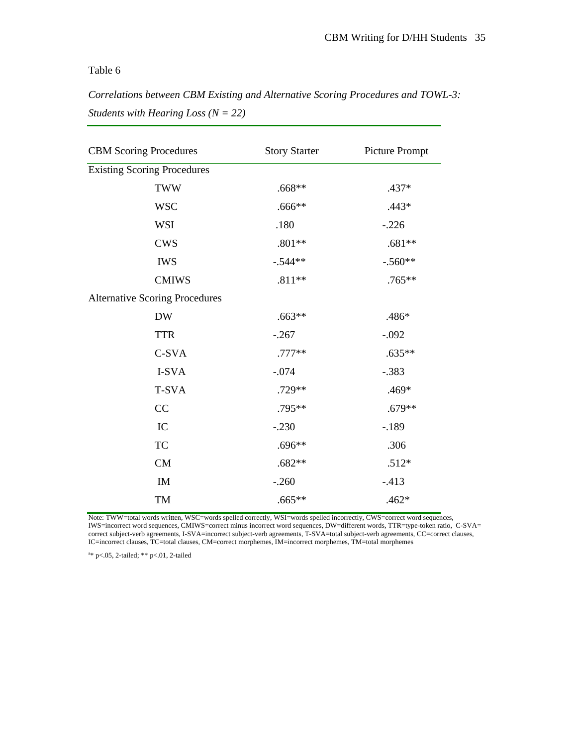Table 6

*Correlations between CBM Existing and Alternative Scoring Procedures and TOWL-3: Students with Hearing Loss (N = 22)*

| CBM Scoring Procedures | Story Starter | Picture Prompt |
|---|---|---|
| Existing Scoring Procedures | | |
| TWW | .668** | .437* |
| WSC | .666** | .443* |
| WSI | .180 | -.226 |
| CWS | .801** | .681** |
| IWS | -.544** | -.560** |
| CMIWS | .811** | .765** |
| Alternative Scoring Procedures | | |
| DW | .663** | .486* |
| TTR | -.267 | -.092 |
| C-SVA | .777** | .635** |
| I-SVA | -.074 | -.383 |
| T-SVA | .729** | .469* |
| CC | .795** | .679** |
| IC | -.230 | -.189 |
| TC | .696** | .306 |
| CM | .682** | .512* |
| IM | -.260 | -.413 |
| TM | .665** | .462* |

Note: TWW=total words written, WSC=words spelled correctly, WSI=words spelled incorrectly, CWS=correct word sequences, IWS=incorrect word sequences, CMIWS=correct minus incorrect word sequences, DW=different words, TTR=type-token ratio, C-SVA= correct subject-verb agreements, I-SVA=incorrect subject-verb agreements, T-SVA=total subject-verb agreements, CC=correct clauses, IC=incorrect clauses, TC=total clauses, CM=correct morphemes, IM=incorrect morphemes, TM=total morphemes

[a]* p<.05, 2-tailed; ** p<.01, 2-tailed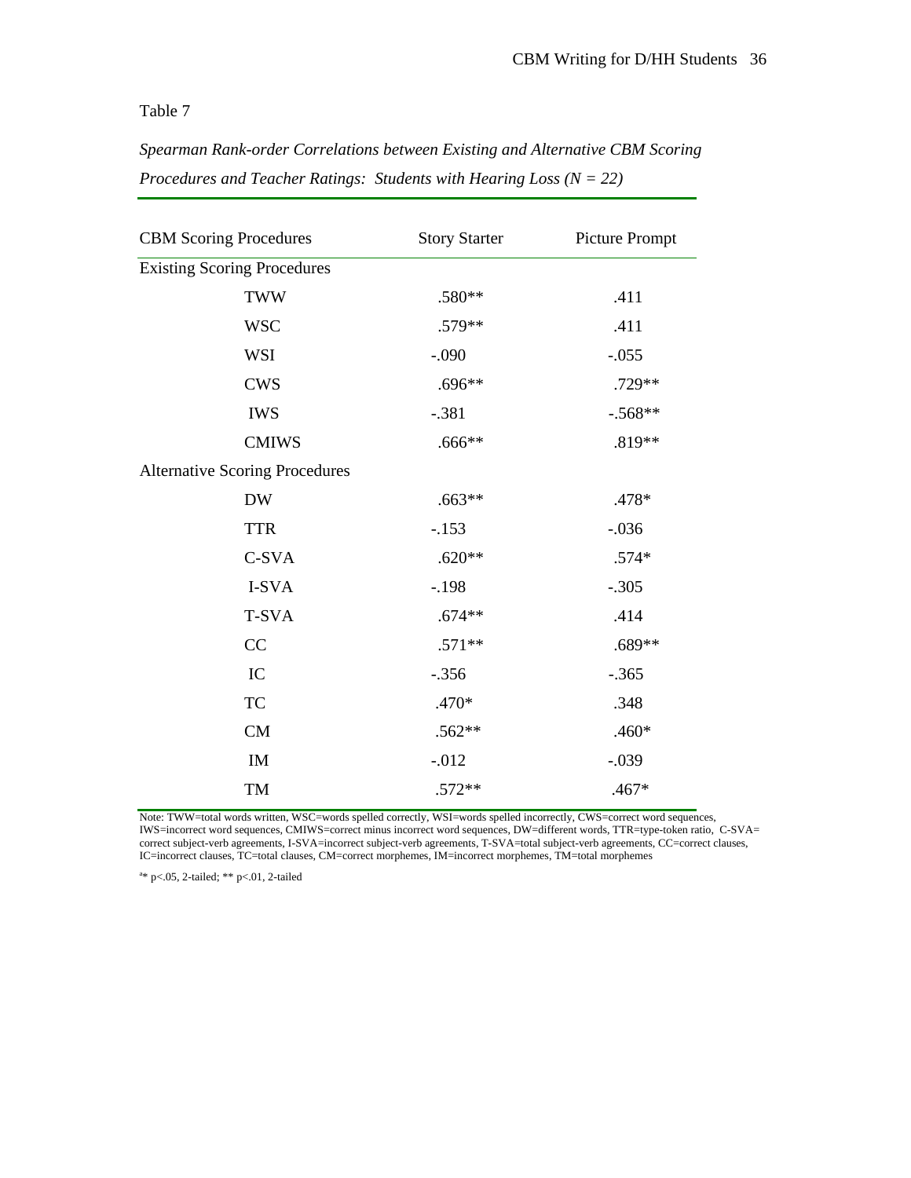Table 7

*Spearman Rank-order Correlations between Existing and Alternative CBM Scoring Procedures and Teacher Ratings: Students with Hearing Loss (N = 22)*

| CBM Scoring Procedures | Story Starter | Picture Prompt |
|---|---|---|
| Existing Scoring Procedures | | |
| TWW | .580** | .411 |
| WSC | .579** | .411 |
| WSI | -.090 | -.055 |
| CWS | .696** | .729** |
| IWS | -.381 | -.568** |
| CMIWS | .666** | .819** |
| Alternative Scoring Procedures | | |
| DW | .663** | .478* |
| TTR | -.153 | -.036 |
| C-SVA | .620** | .574* |
| I-SVA | -.198 | -.305 |
| T-SVA | .674** | .414 |
| CC | .571** | .689** |
| IC | -.356 | -.365 |
| TC | .470* | .348 |
| CM | .562** | .460* |
| IM | -.012 | -.039 |
| TM | .572** | .467* |

Note: TWW=total words written, WSC=words spelled correctly, WSI=words spelled incorrectly, CWS=correct word sequences, IWS=incorrect word sequences, CMIWS=correct minus incorrect word sequences, DW=different words, TTR=type-token ratio, C-SVA= correct subject-verb agreements, I-SVA=incorrect subject-verb agreements, T-SVA=total subject-verb agreements, CC=correct clauses, IC=incorrect clauses, TC=total clauses, CM=correct morphemes, IM=incorrect morphemes, TM=total morphemes

[a]* $p<.05$, 2-tailed; ** $p<.01$, 2-tailed